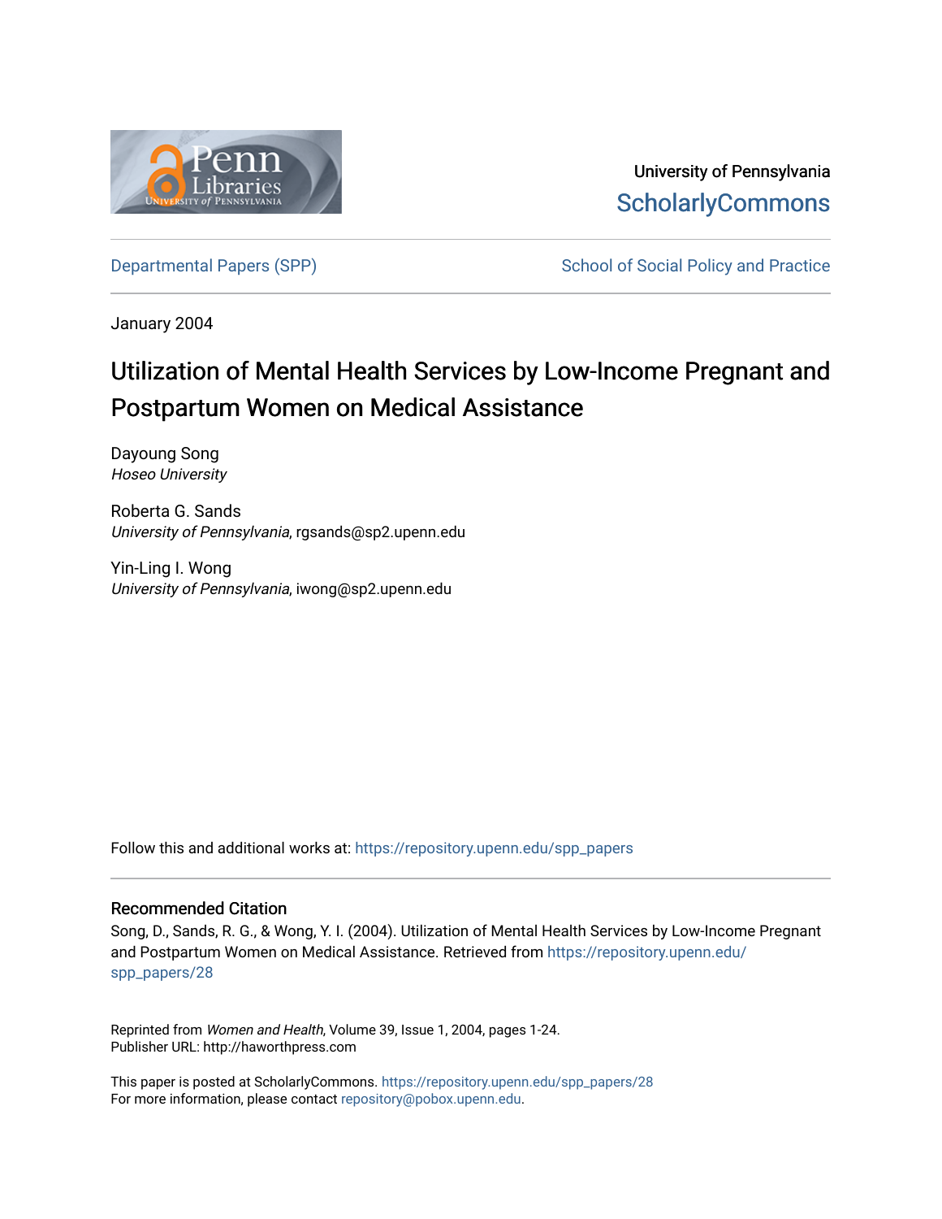University of Pennsylvania
ScholarlyCommons

Departmental Papers (SPP) | School of Social Policy and Practice

January 2004

# Utilization of Mental Health Services by Low-Income Pregnant and Postpartum Women on Medical Assistance

Dayoung Song
*Hoseo University*

Roberta G. Sands
*University of Pennsylvania*, rgsands@sp2.upenn.edu

Yin-Ling I. Wong
*University of Pennsylvania*, iwong@sp2.upenn.edu

Follow this and additional works at: https://repository.upenn.edu/spp_papers

## Recommended Citation

Song, D., Sands, R. G., & Wong, Y. I. (2004). Utilization of Mental Health Services by Low-Income Pregnant and Postpartum Women on Medical Assistance. Retrieved from https://repository.upenn.edu/spp_papers/28

Reprinted from *Women and Health*, Volume 39, Issue 1, 2004, pages 1-24.
Publisher URL: http://haworthpress.com

This paper is posted at ScholarlyCommons. https://repository.upenn.edu/spp_papers/28
For more information, please contact repository@pobox.upenn.edu.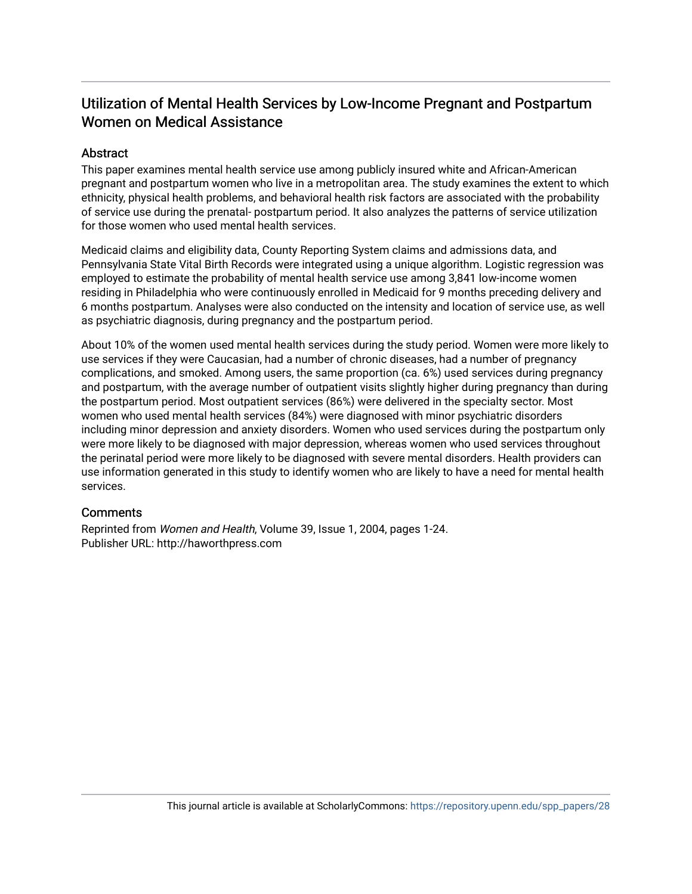# Utilization of Mental Health Services by Low-Income Pregnant and Postpartum Women on Medical Assistance

## Abstract

This paper examines mental health service use among publicly insured white and African-American pregnant and postpartum women who live in a metropolitan area. The study examines the extent to which ethnicity, physical health problems, and behavioral health risk factors are associated with the probability of service use during the prenatal- postpartum period. It also analyzes the patterns of service utilization for those women who used mental health services.

Medicaid claims and eligibility data, County Reporting System claims and admissions data, and Pennsylvania State Vital Birth Records were integrated using a unique algorithm. Logistic regression was employed to estimate the probability of mental health service use among 3,841 low-income women residing in Philadelphia who were continuously enrolled in Medicaid for 9 months preceding delivery and 6 months postpartum. Analyses were also conducted on the intensity and location of service use, as well as psychiatric diagnosis, during pregnancy and the postpartum period.

About 10% of the women used mental health services during the study period. Women were more likely to use services if they were Caucasian, had a number of chronic diseases, had a number of pregnancy complications, and smoked. Among users, the same proportion (ca. 6%) used services during pregnancy and postpartum, with the average number of outpatient visits slightly higher during pregnancy than during the postpartum period. Most outpatient services (86%) were delivered in the specialty sector. Most women who used mental health services (84%) were diagnosed with minor psychiatric disorders including minor depression and anxiety disorders. Women who used services during the postpartum only were more likely to be diagnosed with major depression, whereas women who used services throughout the perinatal period were more likely to be diagnosed with severe mental disorders. Health providers can use information generated in this study to identify women who are likely to have a need for mental health services.

## Comments

Reprinted from *Women and Health*, Volume 39, Issue 1, 2004, pages 1-24.
Publisher URL: http://haworthpress.com

This journal article is available at ScholarlyCommons: https://repository.upenn.edu/spp_papers/28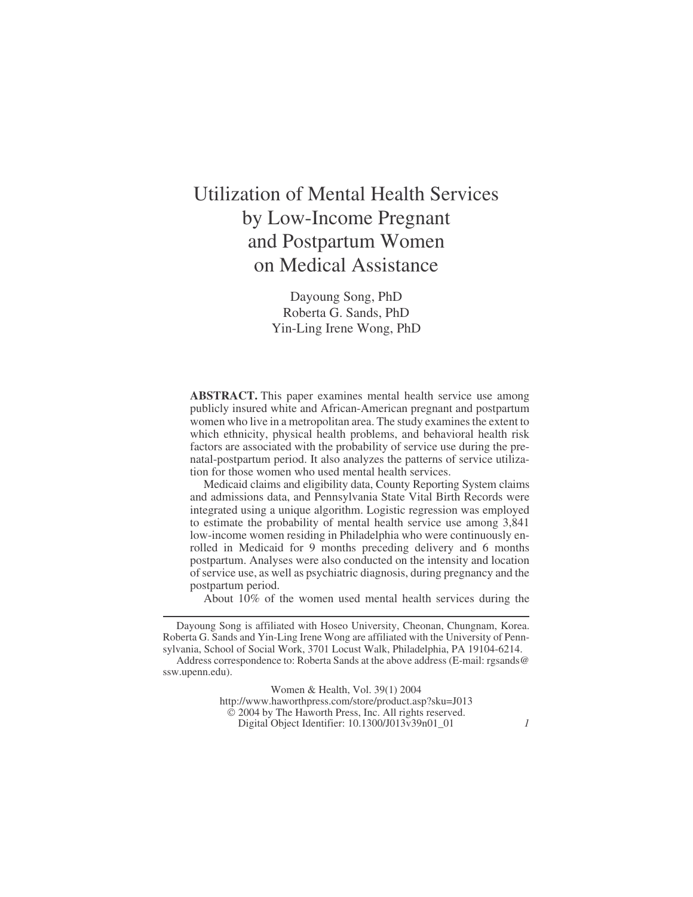# Utilization of Mental Health Services by Low-Income Pregnant and Postpartum Women on Medical Assistance

Dayoung Song, PhD
Roberta G. Sands, PhD
Yin-Ling Irene Wong, PhD

**ABSTRACT.** This paper examines mental health service use among publicly insured white and African-American pregnant and postpartum women who live in a metropolitan area. The study examines the extent to which ethnicity, physical health problems, and behavioral health risk factors are associated with the probability of service use during the prenatal-postpartum period. It also analyzes the patterns of service utilization for those women who used mental health services.

Medicaid claims and eligibility data, County Reporting System claims and admissions data, and Pennsylvania State Vital Birth Records were integrated using a unique algorithm. Logistic regression was employed to estimate the probability of mental health service use among 3,841 low-income women residing in Philadelphia who were continuously enrolled in Medicaid for 9 months preceding delivery and 6 months postpartum. Analyses were also conducted on the intensity and location of service use, as well as psychiatric diagnosis, during pregnancy and the postpartum period.

About 10% of the women used mental health services during the

---

Dayoung Song is affiliated with Hoseo University, Cheonan, Chungnam, Korea. Roberta G. Sands and Yin-Ling Irene Wong are affiliated with the University of Pennsylvania, School of Social Work, 3701 Locust Walk, Philadelphia, PA 19104-6214.

Address correspondence to: Roberta Sands at the above address (E-mail: rgsands@ssw.upenn.edu).

Women & Health, Vol. 39(1) 2004
http://www.haworthpress.com/store/product.asp?sku=J013
© 2004 by The Haworth Press, Inc. All rights reserved.
Digital Object Identifier: 10.1300/J013v39n01_01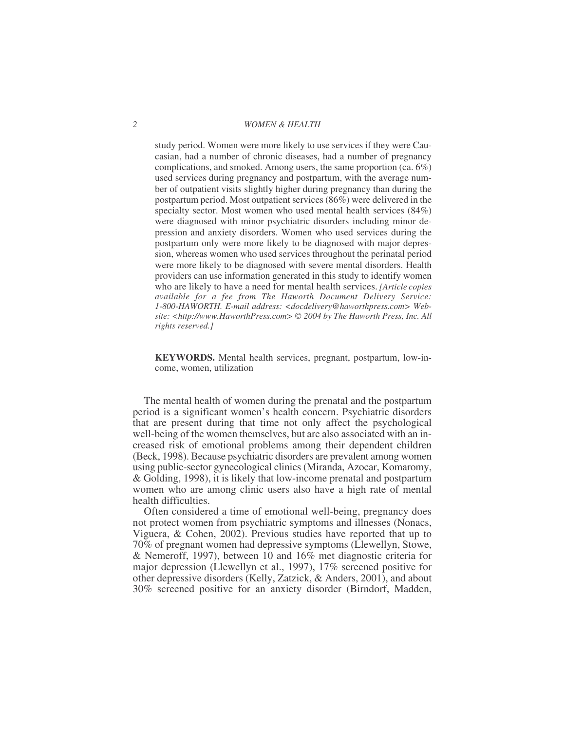study period. Women were more likely to use services if they were Caucasian, had a number of chronic diseases, had a number of pregnancy complications, and smoked. Among users, the same proportion (ca. 6%) used services during pregnancy and postpartum, with the average number of outpatient visits slightly higher during pregnancy than during the postpartum period. Most outpatient services (86%) were delivered in the specialty sector. Most women who used mental health services (84%) were diagnosed with minor psychiatric disorders including minor depression and anxiety disorders. Women who used services during the postpartum only were more likely to be diagnosed with major depression, whereas women who used services throughout the perinatal period were more likely to be diagnosed with severe mental disorders. Health providers can use information generated in this study to identify women who are likely to have a need for mental health services. *[Article copies available for a fee from The Haworth Document Delivery Service: 1-800-HAWORTH. E-mail address: <docdelivery@haworthpress.com> Website: <http://www.HaworthPress.com> © 2004 by The Haworth Press, Inc. All rights reserved.]*

**KEYWORDS.** Mental health services, pregnant, postpartum, low-income, women, utilization

The mental health of women during the prenatal and the postpartum period is a significant women's health concern. Psychiatric disorders that are present during that time not only affect the psychological well-being of the women themselves, but are also associated with an increased risk of emotional problems among their dependent children (Beck, 1998). Because psychiatric disorders are prevalent among women using public-sector gynecological clinics (Miranda, Azocar, Komaromy, & Golding, 1998), it is likely that low-income prenatal and postpartum women who are among clinic users also have a high rate of mental health difficulties.

Often considered a time of emotional well-being, pregnancy does not protect women from psychiatric symptoms and illnesses (Nonacs, Viguera, & Cohen, 2002). Previous studies have reported that up to 70% of pregnant women had depressive symptoms (Llewellyn, Stowe, & Nemeroff, 1997), between 10 and 16% met diagnostic criteria for major depression (Llewellyn et al., 1997), 17% screened positive for other depressive disorders (Kelly, Zatzick, & Anders, 2001), and about 30% screened positive for an anxiety disorder (Birndorf, Madden,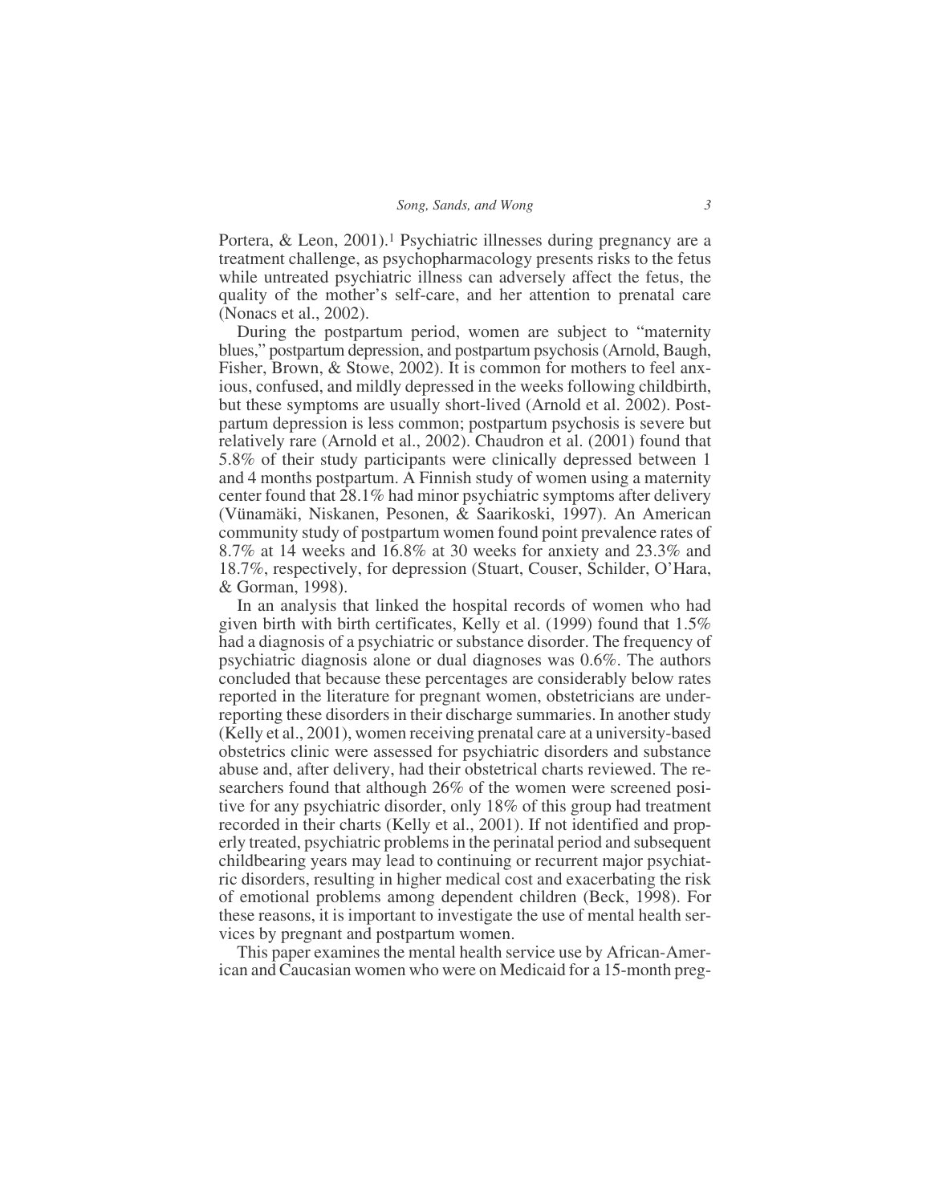Portera, & Leon, 2001).[1] Psychiatric illnesses during pregnancy are a treatment challenge, as psychopharmacology presents risks to the fetus while untreated psychiatric illness can adversely affect the fetus, the quality of the mother's self-care, and her attention to prenatal care (Nonacs et al., 2002).

During the postpartum period, women are subject to "maternity blues," postpartum depression, and postpartum psychosis (Arnold, Baugh, Fisher, Brown, & Stowe, 2002). It is common for mothers to feel anxious, confused, and mildly depressed in the weeks following childbirth, but these symptoms are usually short-lived (Arnold et al. 2002). Postpartum depression is less common; postpartum psychosis is severe but relatively rare (Arnold et al., 2002). Chaudron et al. (2001) found that 5.8% of their study participants were clinically depressed between 1 and 4 months postpartum. A Finnish study of women using a maternity center found that 28.1% had minor psychiatric symptoms after delivery (Vünamäki, Niskanen, Pesonen, & Saarikoski, 1997). An American community study of postpartum women found point prevalence rates of 8.7% at 14 weeks and 16.8% at 30 weeks for anxiety and 23.3% and 18.7%, respectively, for depression (Stuart, Couser, Schilder, O'Hara, & Gorman, 1998).

In an analysis that linked the hospital records of women who had given birth with birth certificates, Kelly et al. (1999) found that 1.5% had a diagnosis of a psychiatric or substance disorder. The frequency of psychiatric diagnosis alone or dual diagnoses was 0.6%. The authors concluded that because these percentages are considerably below rates reported in the literature for pregnant women, obstetricians are underreporting these disorders in their discharge summaries. In another study (Kelly et al., 2001), women receiving prenatal care at a university-based obstetrics clinic were assessed for psychiatric disorders and substance abuse and, after delivery, had their obstetrical charts reviewed. The researchers found that although 26% of the women were screened positive for any psychiatric disorder, only 18% of this group had treatment recorded in their charts (Kelly et al., 2001). If not identified and properly treated, psychiatric problems in the perinatal period and subsequent childbearing years may lead to continuing or recurrent major psychiatric disorders, resulting in higher medical cost and exacerbating the risk of emotional problems among dependent children (Beck, 1998). For these reasons, it is important to investigate the use of mental health services by pregnant and postpartum women.

This paper examines the mental health service use by African-American and Caucasian women who were on Medicaid for a 15-month preg-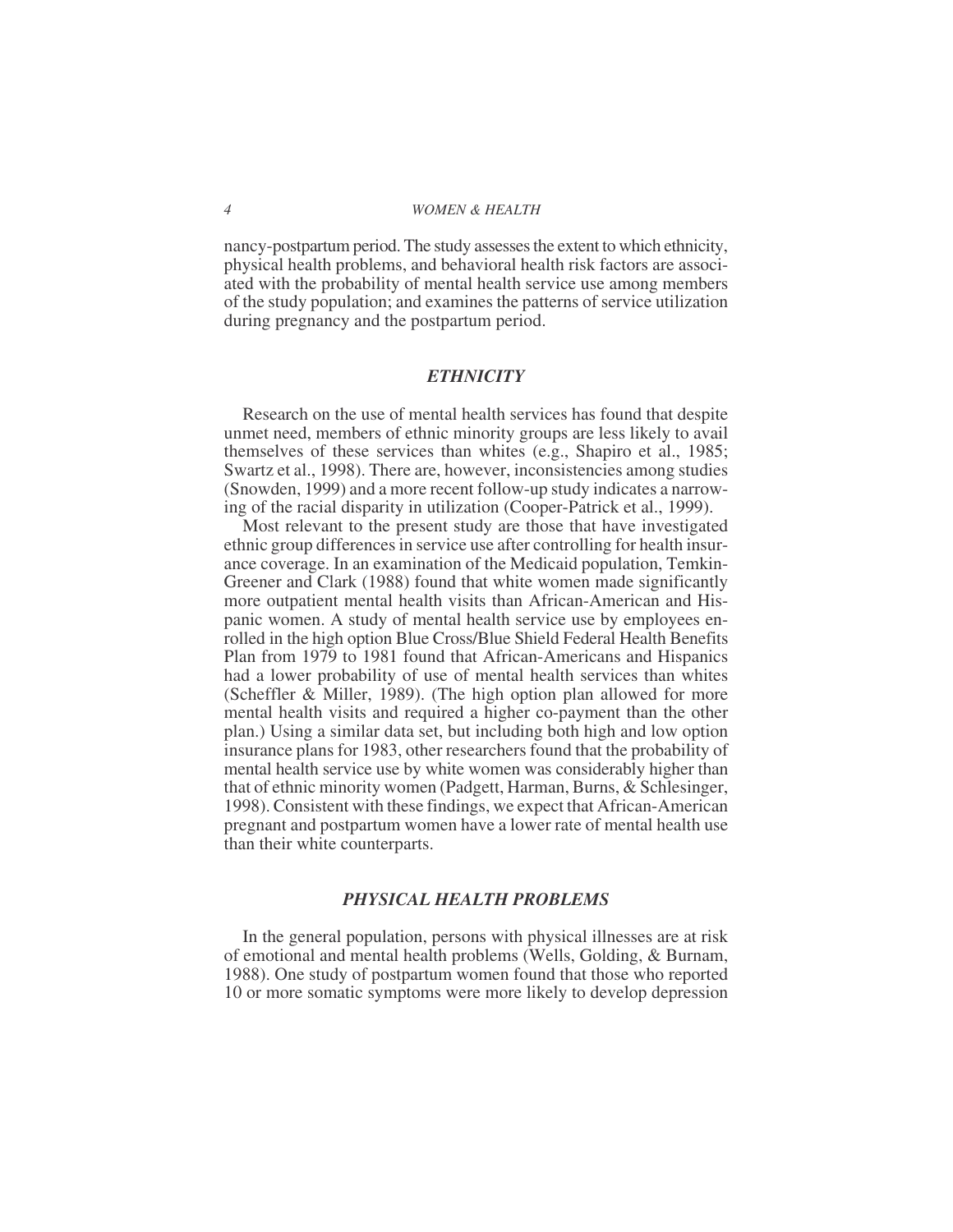nancy-postpartum period. The study assesses the extent to which ethnicity, physical health problems, and behavioral health risk factors are associated with the probability of mental health service use among members of the study population; and examines the patterns of service utilization during pregnancy and the postpartum period.

## *ETHNICITY*

Research on the use of mental health services has found that despite unmet need, members of ethnic minority groups are less likely to avail themselves of these services than whites (e.g., Shapiro et al., 1985; Swartz et al., 1998). There are, however, inconsistencies among studies (Snowden, 1999) and a more recent follow-up study indicates a narrowing of the racial disparity in utilization (Cooper-Patrick et al., 1999).

Most relevant to the present study are those that have investigated ethnic group differences in service use after controlling for health insurance coverage. In an examination of the Medicaid population, Temkin-Greener and Clark (1988) found that white women made significantly more outpatient mental health visits than African-American and Hispanic women. A study of mental health service use by employees enrolled in the high option Blue Cross/Blue Shield Federal Health Benefits Plan from 1979 to 1981 found that African-Americans and Hispanics had a lower probability of use of mental health services than whites (Scheffler & Miller, 1989). (The high option plan allowed for more mental health visits and required a higher co-payment than the other plan.) Using a similar data set, but including both high and low option insurance plans for 1983, other researchers found that the probability of mental health service use by white women was considerably higher than that of ethnic minority women (Padgett, Harman, Burns, & Schlesinger, 1998). Consistent with these findings, we expect that African-American pregnant and postpartum women have a lower rate of mental health use than their white counterparts.

## *PHYSICAL HEALTH PROBLEMS*

In the general population, persons with physical illnesses are at risk of emotional and mental health problems (Wells, Golding, & Burnam, 1988). One study of postpartum women found that those who reported 10 or more somatic symptoms were more likely to develop depression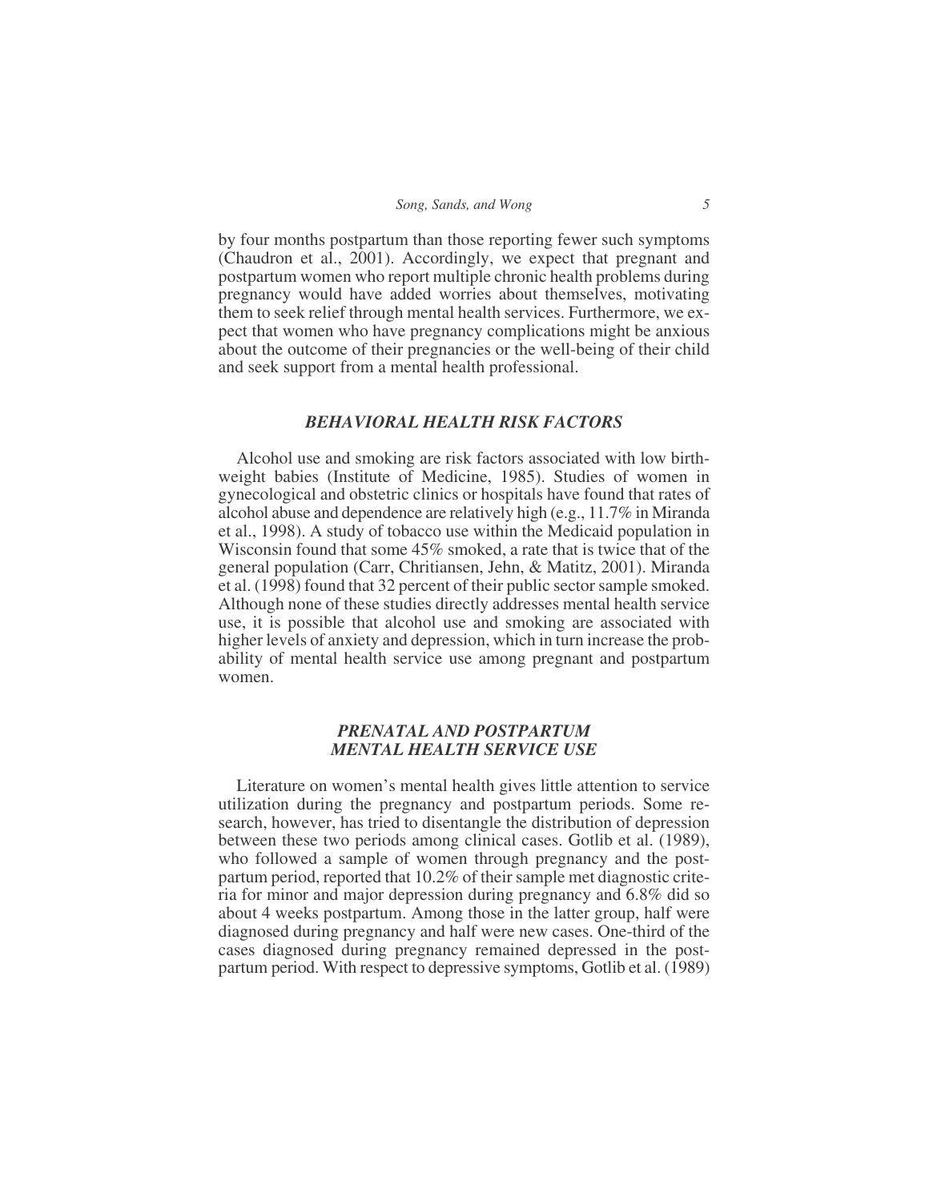by four months postpartum than those reporting fewer such symptoms (Chaudron et al., 2001). Accordingly, we expect that pregnant and postpartum women who report multiple chronic health problems during pregnancy would have added worries about themselves, motivating them to seek relief through mental health services. Furthermore, we expect that women who have pregnancy complications might be anxious about the outcome of their pregnancies or the well-being of their child and seek support from a mental health professional.

## *BEHAVIORAL HEALTH RISK FACTORS*

Alcohol use and smoking are risk factors associated with low birthweight babies (Institute of Medicine, 1985). Studies of women in gynecological and obstetric clinics or hospitals have found that rates of alcohol abuse and dependence are relatively high (e.g., 11.7% in Miranda et al., 1998). A study of tobacco use within the Medicaid population in Wisconsin found that some 45% smoked, a rate that is twice that of the general population (Carr, Chritiansen, Jehn, & Matitz, 2001). Miranda et al. (1998) found that 32 percent of their public sector sample smoked. Although none of these studies directly addresses mental health service use, it is possible that alcohol use and smoking are associated with higher levels of anxiety and depression, which in turn increase the probability of mental health service use among pregnant and postpartum women.

## *PRENATAL AND POSTPARTUM MENTAL HEALTH SERVICE USE*

Literature on women's mental health gives little attention to service utilization during the pregnancy and postpartum periods. Some research, however, has tried to disentangle the distribution of depression between these two periods among clinical cases. Gotlib et al. (1989), who followed a sample of women through pregnancy and the postpartum period, reported that 10.2% of their sample met diagnostic criteria for minor and major depression during pregnancy and 6.8% did so about 4 weeks postpartum. Among those in the latter group, half were diagnosed during pregnancy and half were new cases. One-third of the cases diagnosed during pregnancy remained depressed in the postpartum period. With respect to depressive symptoms, Gotlib et al. (1989)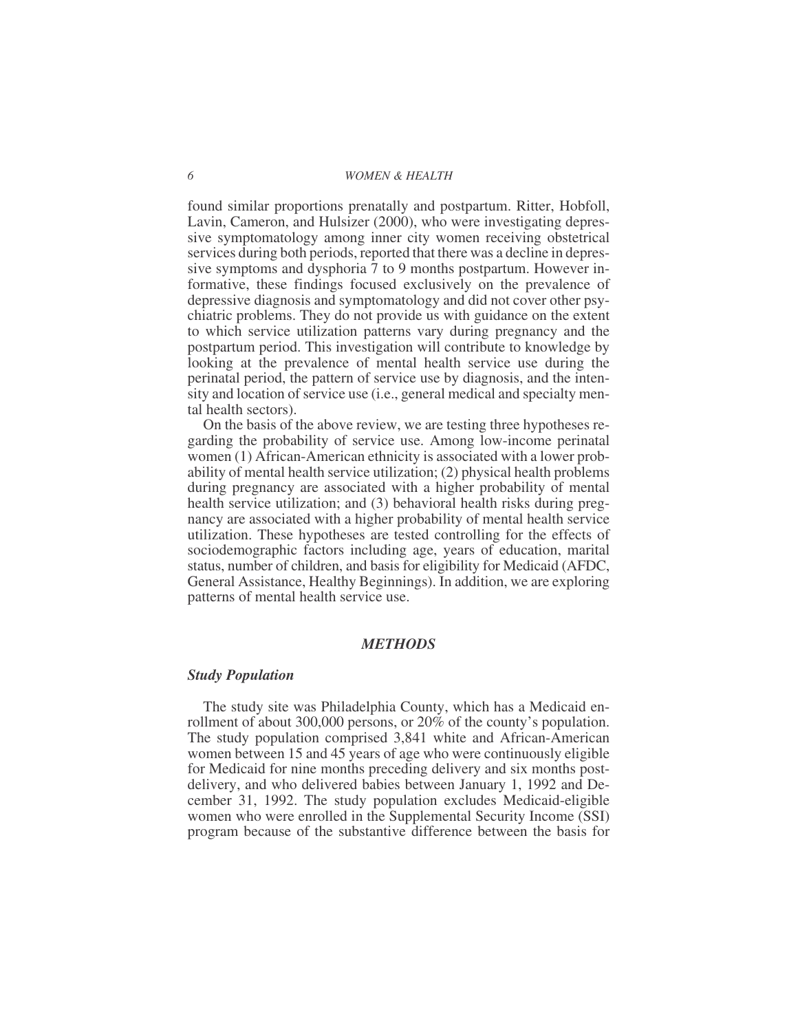found similar proportions prenatally and postpartum. Ritter, Hobfoll, Lavin, Cameron, and Hulsizer (2000), who were investigating depressive symptomatology among inner city women receiving obstetrical services during both periods, reported that there was a decline in depressive symptoms and dysphoria 7 to 9 months postpartum. However informative, these findings focused exclusively on the prevalence of depressive diagnosis and symptomatology and did not cover other psychiatric problems. They do not provide us with guidance on the extent to which service utilization patterns vary during pregnancy and the postpartum period. This investigation will contribute to knowledge by looking at the prevalence of mental health service use during the perinatal period, the pattern of service use by diagnosis, and the intensity and location of service use (i.e., general medical and specialty mental health sectors).

On the basis of the above review, we are testing three hypotheses regarding the probability of service use. Among low-income perinatal women (1) African-American ethnicity is associated with a lower probability of mental health service utilization; (2) physical health problems during pregnancy are associated with a higher probability of mental health service utilization; and (3) behavioral health risks during pregnancy are associated with a higher probability of mental health service utilization. These hypotheses are tested controlling for the effects of sociodemographic factors including age, years of education, marital status, number of children, and basis for eligibility for Medicaid (AFDC, General Assistance, Healthy Beginnings). In addition, we are exploring patterns of mental health service use.

## *METHODS*

### *Study Population*

The study site was Philadelphia County, which has a Medicaid enrollment of about 300,000 persons, or 20% of the county's population. The study population comprised 3,841 white and African-American women between 15 and 45 years of age who were continuously eligible for Medicaid for nine months preceding delivery and six months post-delivery, and who delivered babies between January 1, 1992 and December 31, 1992. The study population excludes Medicaid-eligible women who were enrolled in the Supplemental Security Income (SSI) program because of the substantive difference between the basis for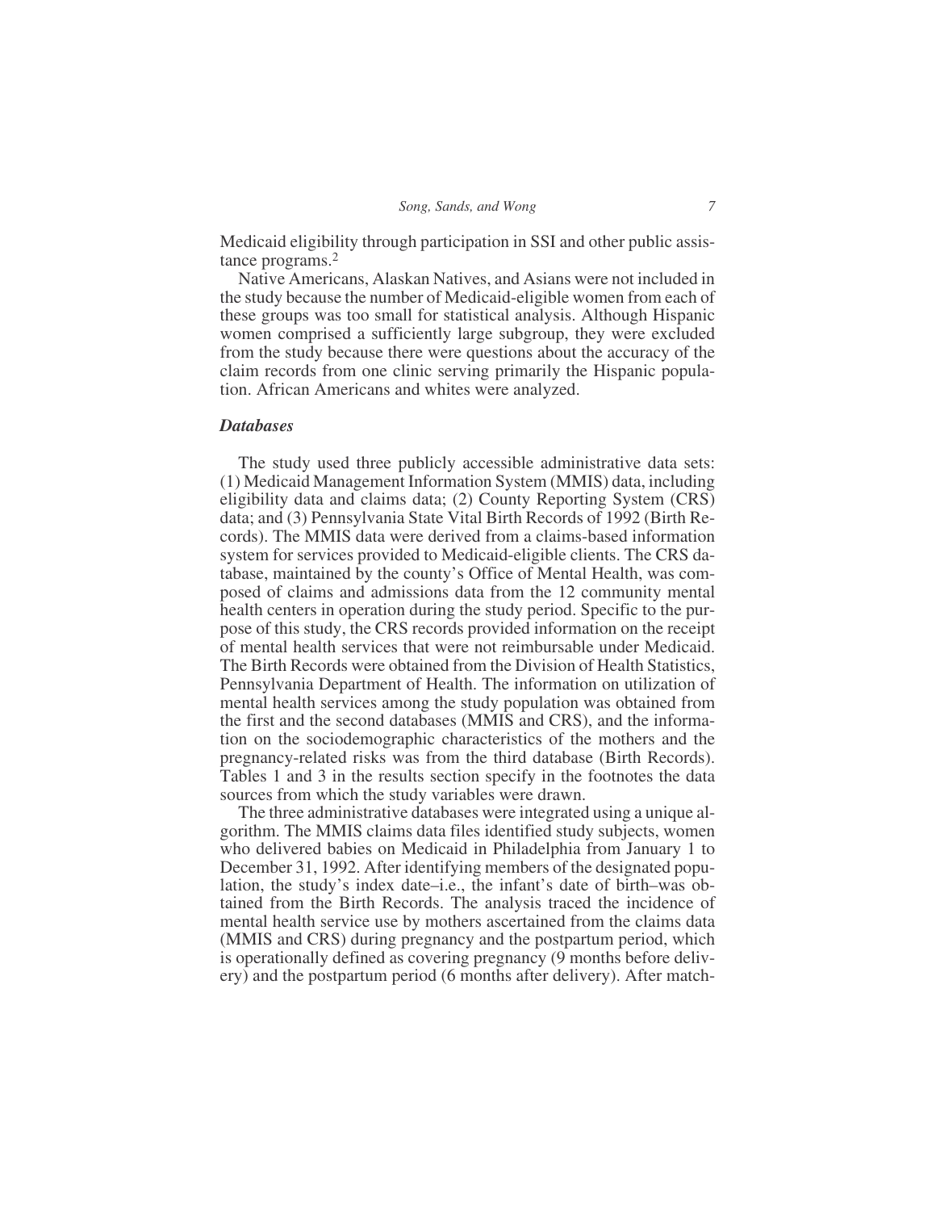Medicaid eligibility through participation in SSI and other public assistance programs.[2]

Native Americans, Alaskan Natives, and Asians were not included in the study because the number of Medicaid-eligible women from each of these groups was too small for statistical analysis. Although Hispanic women comprised a sufficiently large subgroup, they were excluded from the study because there were questions about the accuracy of the claim records from one clinic serving primarily the Hispanic population. African Americans and whites were analyzed.

### *Databases*

The study used three publicly accessible administrative data sets: (1) Medicaid Management Information System (MMIS) data, including eligibility data and claims data; (2) County Reporting System (CRS) data; and (3) Pennsylvania State Vital Birth Records of 1992 (Birth Records). The MMIS data were derived from a claims-based information system for services provided to Medicaid-eligible clients. The CRS database, maintained by the county's Office of Mental Health, was composed of claims and admissions data from the 12 community mental health centers in operation during the study period. Specific to the purpose of this study, the CRS records provided information on the receipt of mental health services that were not reimbursable under Medicaid. The Birth Records were obtained from the Division of Health Statistics, Pennsylvania Department of Health. The information on utilization of mental health services among the study population was obtained from the first and the second databases (MMIS and CRS), and the information on the sociodemographic characteristics of the mothers and the pregnancy-related risks was from the third database (Birth Records). Tables 1 and 3 in the results section specify in the footnotes the data sources from which the study variables were drawn.

The three administrative databases were integrated using a unique algorithm. The MMIS claims data files identified study subjects, women who delivered babies on Medicaid in Philadelphia from January 1 to December 31, 1992. After identifying members of the designated population, the study's index date–i.e., the infant's date of birth–was obtained from the Birth Records. The analysis traced the incidence of mental health service use by mothers ascertained from the claims data (MMIS and CRS) during pregnancy and the postpartum period, which is operationally defined as covering pregnancy (9 months before delivery) and the postpartum period (6 months after delivery). After match-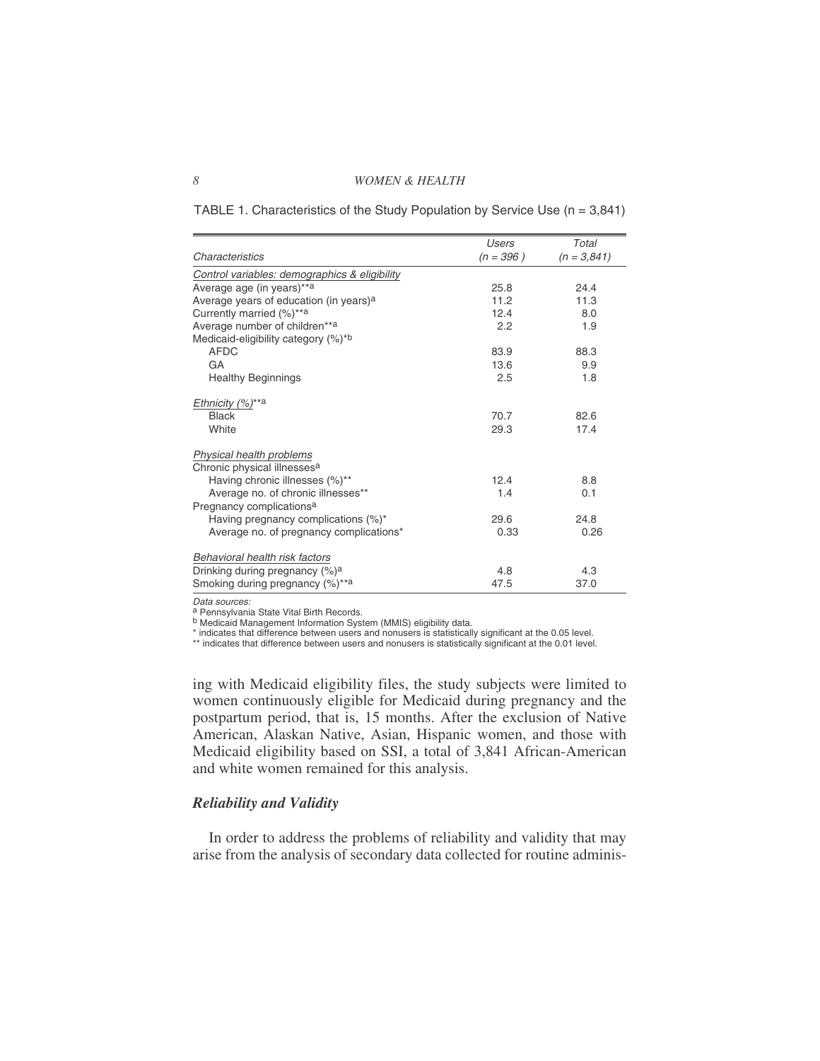TABLE 1. Characteristics of the Study Population by Service Use (n = 3,841)

| *Characteristics* | *Users (n = 396 )* | *Total (n = 3,841)* |
|---|---|---|
| *Control variables: demographics & eligibility* | | |
| Average age (in years)**[a] | 25.8 | 24.4 |
| Average years of education (in years)[a] | 11.2 | 11.3 |
| Currently married (%)**[a] | 12.4 | 8.0 |
| Average number of children**[a] | 2.2 | 1.9 |
| Medicaid-eligibility category (%)*[b] | | |
| AFDC | 83.9 | 88.3 |
| GA | 13.6 | 9.9 |
| Healthy Beginnings | 2.5 | 1.8 |
| *Ethnicity (%)***[a] | | |
| Black | 70.7 | 82.6 |
| White | 29.3 | 17.4 |
| *Physical health problems* | | |
| Chronic physical illnesses[a] | | |
| Having chronic illnesses (%)** | 12.4 | 8.8 |
| Average no. of chronic illnesses** | 1.4 | 0.1 |
| Pregnancy complications[a] | | |
| Having pregnancy complications (%)* | 29.6 | 24.8 |
| Average no. of pregnancy complications* | 0.33 | 0.26 |
| *Behavioral health risk factors* | | |
| Drinking during pregnancy (%)[a] | 4.8 | 4.3 |
| Smoking during pregnancy (%)**[a] | 47.5 | 37.0 |

*Data sources:*
[a] Pennsylvania State Vital Birth Records.
[b] Medicaid Management Information System (MMIS) eligibility data.
* indicates that difference between users and nonusers is statistically significant at the 0.05 level.
** indicates that difference between users and nonusers is statistically significant at the 0.01 level.

ing with Medicaid eligibility files, the study subjects were limited to women continuously eligible for Medicaid during pregnancy and the postpartum period, that is, 15 months. After the exclusion of Native American, Alaskan Native, Asian, Hispanic women, and those with Medicaid eligibility based on SSI, a total of 3,841 African-American and white women remained for this analysis.

### *Reliability and Validity*

In order to address the problems of reliability and validity that may arise from the analysis of secondary data collected for routine adminis-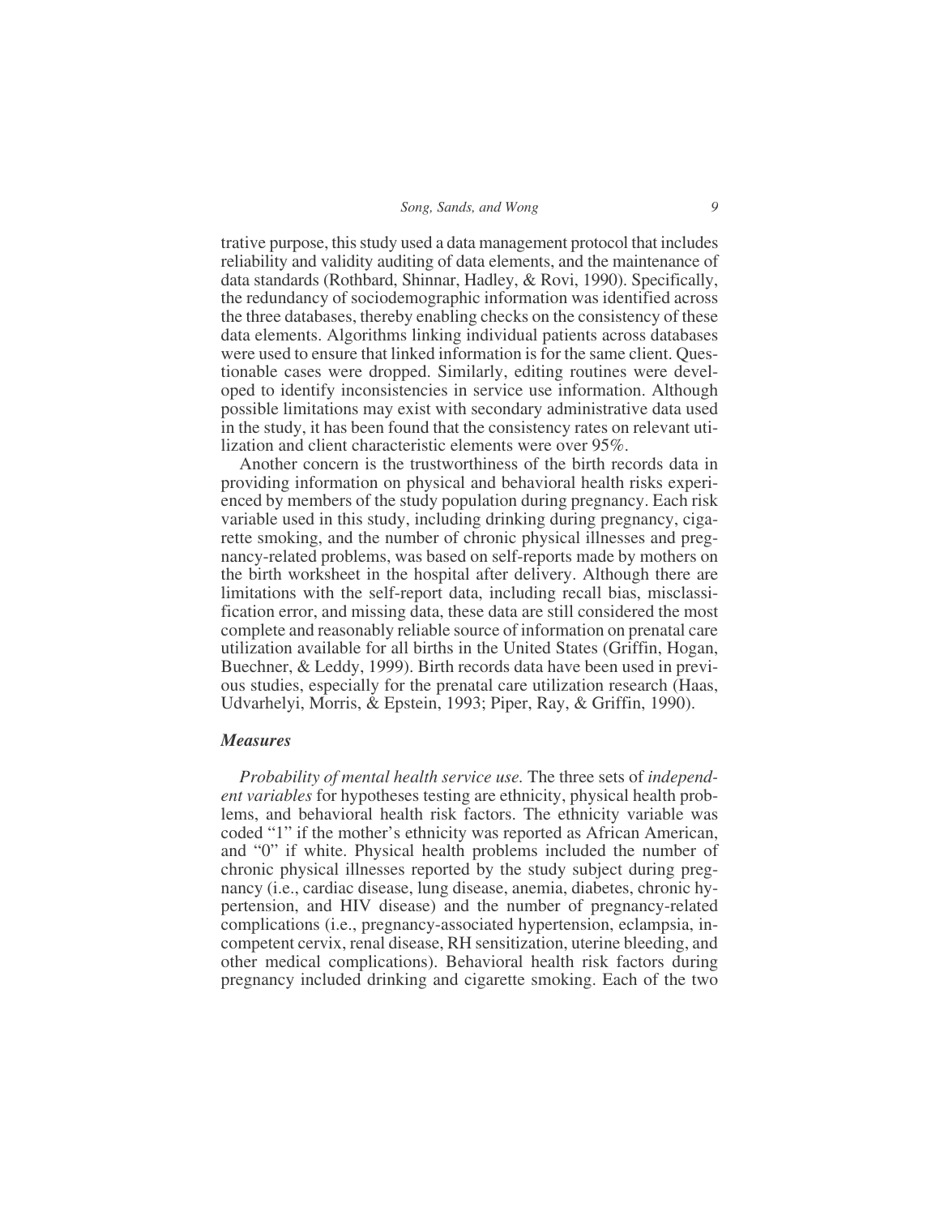trative purpose, this study used a data management protocol that includes reliability and validity auditing of data elements, and the maintenance of data standards (Rothbard, Shinnar, Hadley, & Rovi, 1990). Specifically, the redundancy of sociodemographic information was identified across the three databases, thereby enabling checks on the consistency of these data elements. Algorithms linking individual patients across databases were used to ensure that linked information is for the same client. Questionable cases were dropped. Similarly, editing routines were developed to identify inconsistencies in service use information. Although possible limitations may exist with secondary administrative data used in the study, it has been found that the consistency rates on relevant utilization and client characteristic elements were over 95%.

Another concern is the trustworthiness of the birth records data in providing information on physical and behavioral health risks experienced by members of the study population during pregnancy. Each risk variable used in this study, including drinking during pregnancy, cigarette smoking, and the number of chronic physical illnesses and pregnancy-related problems, was based on self-reports made by mothers on the birth worksheet in the hospital after delivery. Although there are limitations with the self-report data, including recall bias, misclassification error, and missing data, these data are still considered the most complete and reasonably reliable source of information on prenatal care utilization available for all births in the United States (Griffin, Hogan, Buechner, & Leddy, 1999). Birth records data have been used in previous studies, especially for the prenatal care utilization research (Haas, Udvarhelyi, Morris, & Epstein, 1993; Piper, Ray, & Griffin, 1990).

### *Measures*

*Probability of mental health service use.* The three sets of *independent variables* for hypotheses testing are ethnicity, physical health problems, and behavioral health risk factors. The ethnicity variable was coded "1" if the mother's ethnicity was reported as African American, and "0" if white. Physical health problems included the number of chronic physical illnesses reported by the study subject during pregnancy (i.e., cardiac disease, lung disease, anemia, diabetes, chronic hypertension, and HIV disease) and the number of pregnancy-related complications (i.e., pregnancy-associated hypertension, eclampsia, incompetent cervix, renal disease, RH sensitization, uterine bleeding, and other medical complications). Behavioral health risk factors during pregnancy included drinking and cigarette smoking. Each of the two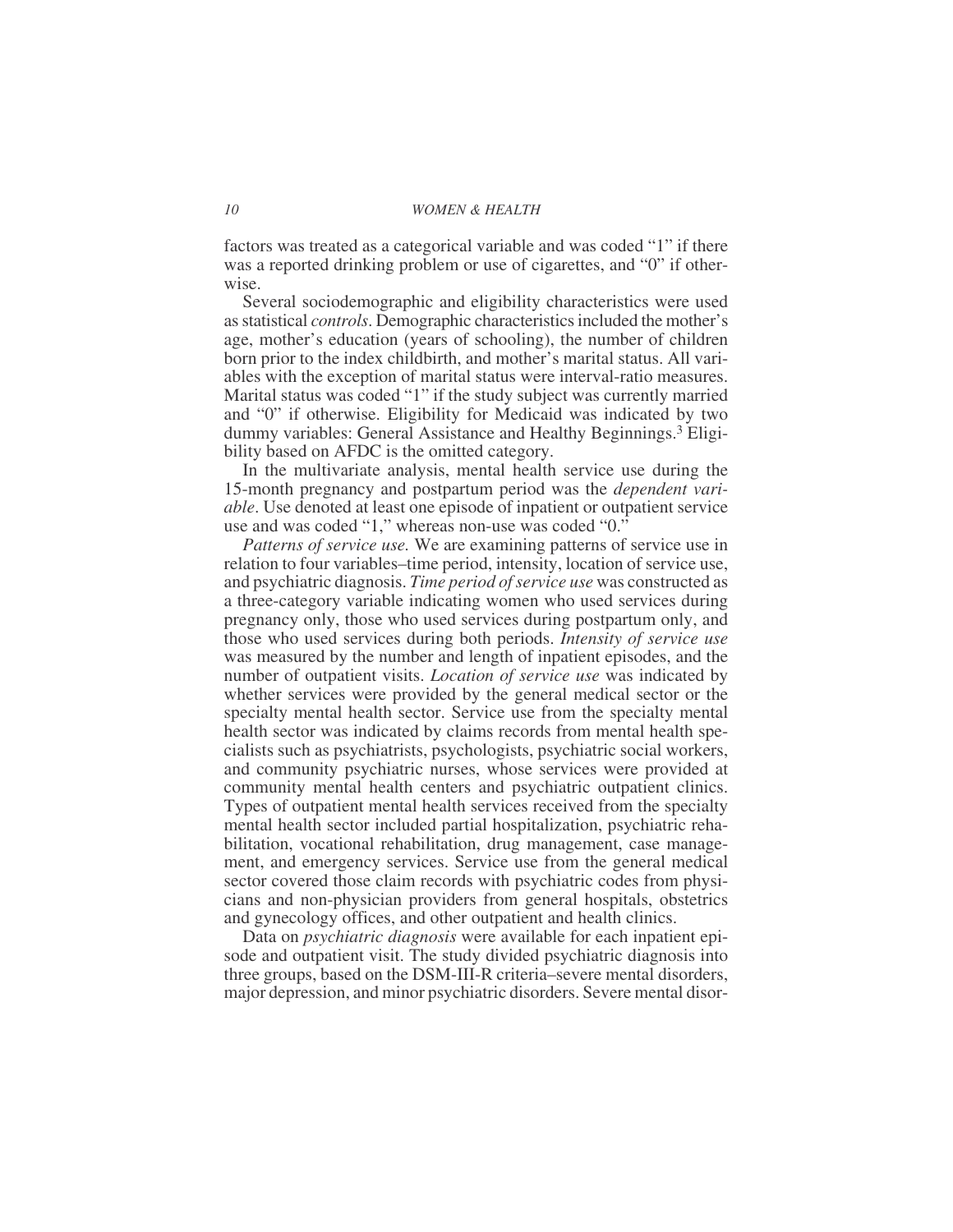factors was treated as a categorical variable and was coded "1" if there was a reported drinking problem or use of cigarettes, and "0" if otherwise.

Several sociodemographic and eligibility characteristics were used as statistical *controls*. Demographic characteristics included the mother's age, mother's education (years of schooling), the number of children born prior to the index childbirth, and mother's marital status. All variables with the exception of marital status were interval-ratio measures. Marital status was coded "1" if the study subject was currently married and "0" if otherwise. Eligibility for Medicaid was indicated by two dummy variables: General Assistance and Healthy Beginnings.[3] Eligibility based on AFDC is the omitted category.

In the multivariate analysis, mental health service use during the 15-month pregnancy and postpartum period was the *dependent variable*. Use denoted at least one episode of inpatient or outpatient service use and was coded "1," whereas non-use was coded "0."

*Patterns of service use.* We are examining patterns of service use in relation to four variables–time period, intensity, location of service use, and psychiatric diagnosis. *Time period of service use* was constructed as a three-category variable indicating women who used services during pregnancy only, those who used services during postpartum only, and those who used services during both periods. *Intensity of service use* was measured by the number and length of inpatient episodes, and the number of outpatient visits. *Location of service use* was indicated by whether services were provided by the general medical sector or the specialty mental health sector. Service use from the specialty mental health sector was indicated by claims records from mental health specialists such as psychiatrists, psychologists, psychiatric social workers, and community psychiatric nurses, whose services were provided at community mental health centers and psychiatric outpatient clinics. Types of outpatient mental health services received from the specialty mental health sector included partial hospitalization, psychiatric rehabilitation, vocational rehabilitation, drug management, case management, and emergency services. Service use from the general medical sector covered those claim records with psychiatric codes from physicians and non-physician providers from general hospitals, obstetrics and gynecology offices, and other outpatient and health clinics.

Data on *psychiatric diagnosis* were available for each inpatient episode and outpatient visit. The study divided psychiatric diagnosis into three groups, based on the DSM-III-R criteria–severe mental disorders, major depression, and minor psychiatric disorders. Severe mental disor-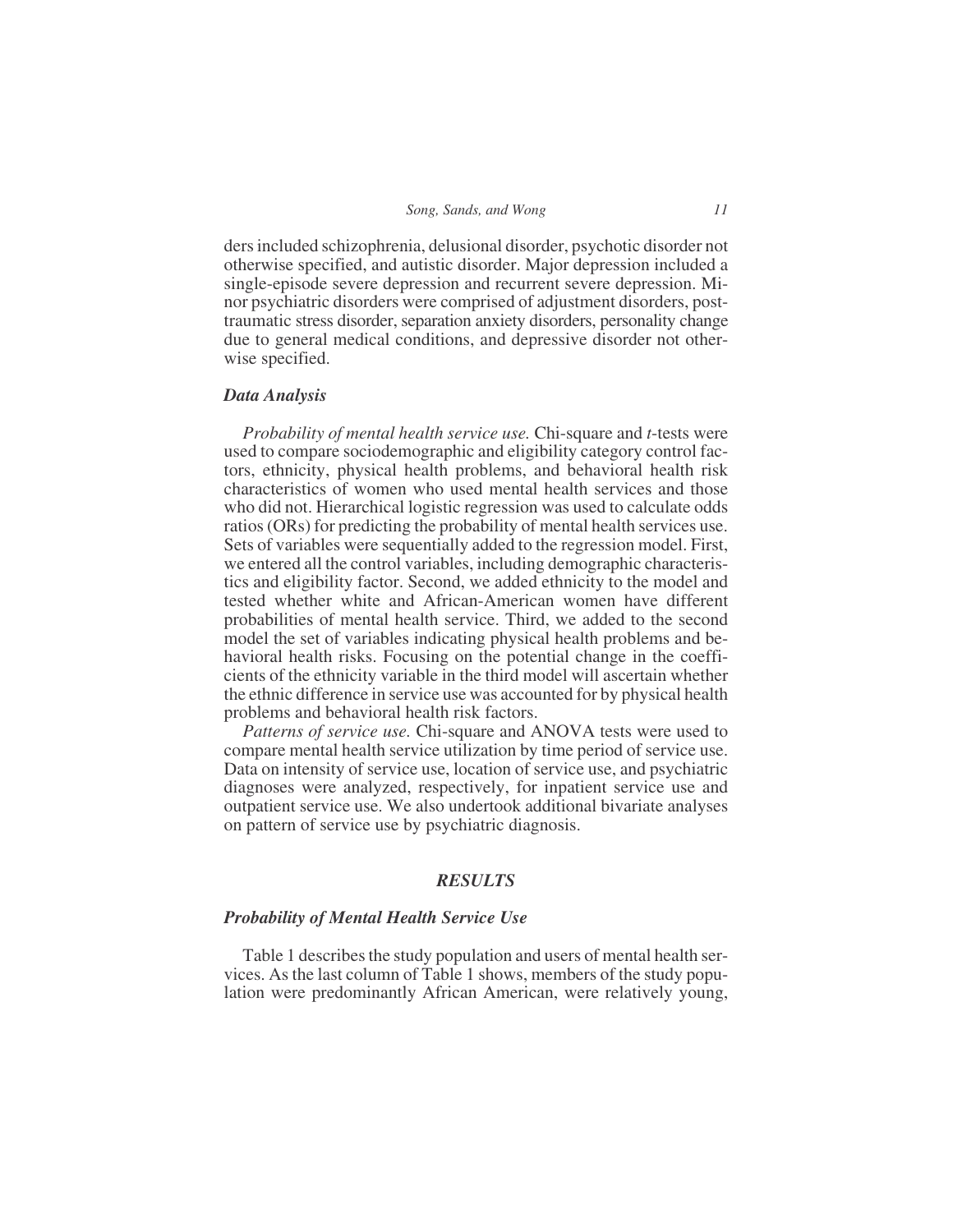ders included schizophrenia, delusional disorder, psychotic disorder not otherwise specified, and autistic disorder. Major depression included a single-episode severe depression and recurrent severe depression. Minor psychiatric disorders were comprised of adjustment disorders, post-traumatic stress disorder, separation anxiety disorders, personality change due to general medical conditions, and depressive disorder not otherwise specified.

### *Data Analysis*

*Probability of mental health service use.* Chi-square and *t*-tests were used to compare sociodemographic and eligibility category control factors, ethnicity, physical health problems, and behavioral health risk characteristics of women who used mental health services and those who did not. Hierarchical logistic regression was used to calculate odds ratios (ORs) for predicting the probability of mental health services use. Sets of variables were sequentially added to the regression model. First, we entered all the control variables, including demographic characteristics and eligibility factor. Second, we added ethnicity to the model and tested whether white and African-American women have different probabilities of mental health service. Third, we added to the second model the set of variables indicating physical health problems and behavioral health risks. Focusing on the potential change in the coefficients of the ethnicity variable in the third model will ascertain whether the ethnic difference in service use was accounted for by physical health problems and behavioral health risk factors.

*Patterns of service use.* Chi-square and ANOVA tests were used to compare mental health service utilization by time period of service use. Data on intensity of service use, location of service use, and psychiatric diagnoses were analyzed, respectively, for inpatient service use and outpatient service use. We also undertook additional bivariate analyses on pattern of service use by psychiatric diagnosis.

## *RESULTS*

### *Probability of Mental Health Service Use*

Table 1 describes the study population and users of mental health services. As the last column of Table 1 shows, members of the study population were predominantly African American, were relatively young,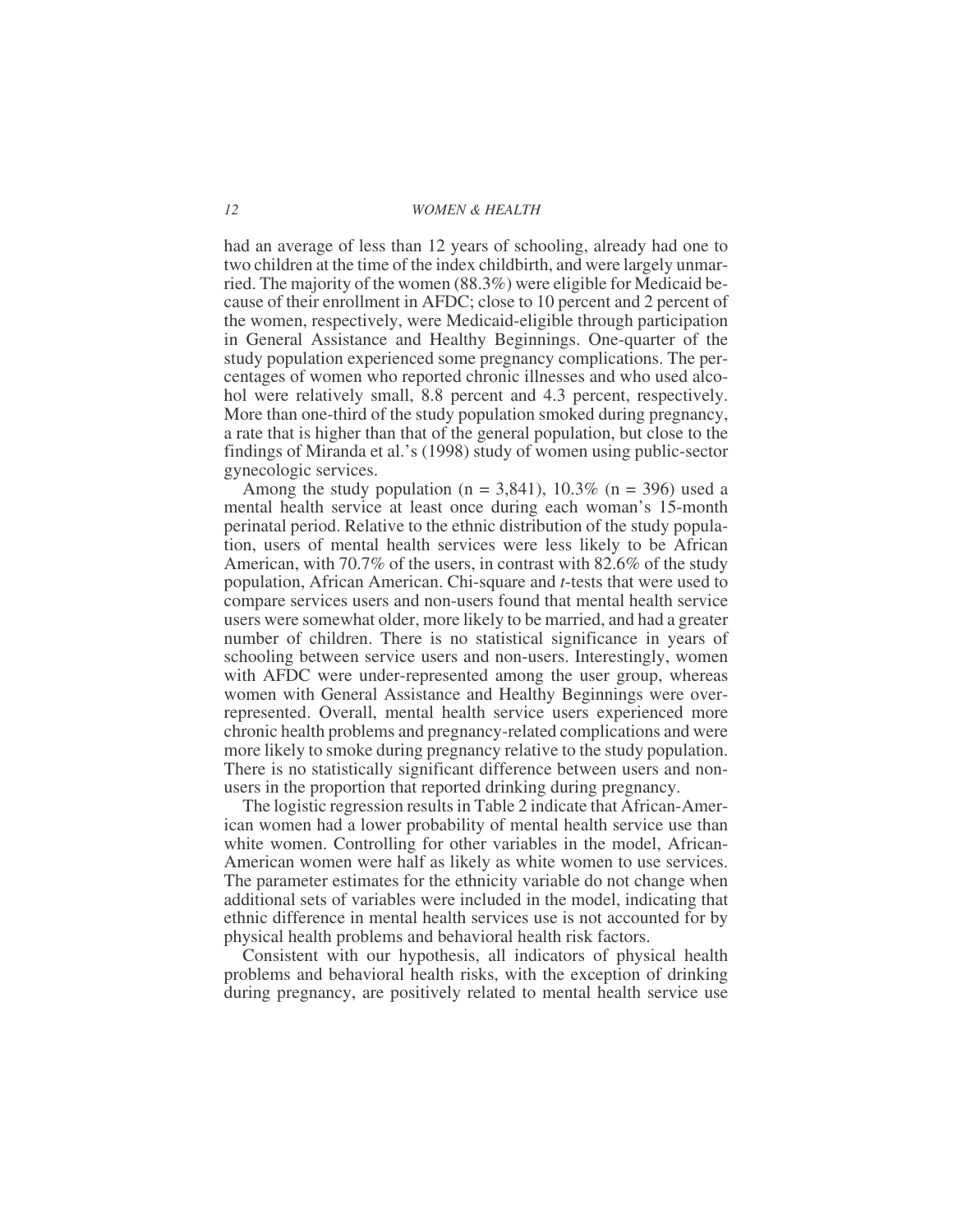had an average of less than 12 years of schooling, already had one to two children at the time of the index childbirth, and were largely unmarried. The majority of the women (88.3%) were eligible for Medicaid because of their enrollment in AFDC; close to 10 percent and 2 percent of the women, respectively, were Medicaid-eligible through participation in General Assistance and Healthy Beginnings. One-quarter of the study population experienced some pregnancy complications. The percentages of women who reported chronic illnesses and who used alcohol were relatively small, 8.8 percent and 4.3 percent, respectively. More than one-third of the study population smoked during pregnancy, a rate that is higher than that of the general population, but close to the findings of Miranda et al.'s (1998) study of women using public-sector gynecologic services.

Among the study population (n = 3,841), 10.3% (n = 396) used a mental health service at least once during each woman's 15-month perinatal period. Relative to the ethnic distribution of the study population, users of mental health services were less likely to be African American, with 70.7% of the users, in contrast with 82.6% of the study population, African American. Chi-square and *t*-tests that were used to compare services users and non-users found that mental health service users were somewhat older, more likely to be married, and had a greater number of children. There is no statistical significance in years of schooling between service users and non-users. Interestingly, women with AFDC were under-represented among the user group, whereas women with General Assistance and Healthy Beginnings were over-represented. Overall, mental health service users experienced more chronic health problems and pregnancy-related complications and were more likely to smoke during pregnancy relative to the study population. There is no statistically significant difference between users and non-users in the proportion that reported drinking during pregnancy.

The logistic regression results in Table 2 indicate that African-American women had a lower probability of mental health service use than white women. Controlling for other variables in the model, African-American women were half as likely as white women to use services. The parameter estimates for the ethnicity variable do not change when additional sets of variables were included in the model, indicating that ethnic difference in mental health services use is not accounted for by physical health problems and behavioral health risk factors.

Consistent with our hypothesis, all indicators of physical health problems and behavioral health risks, with the exception of drinking during pregnancy, are positively related to mental health service use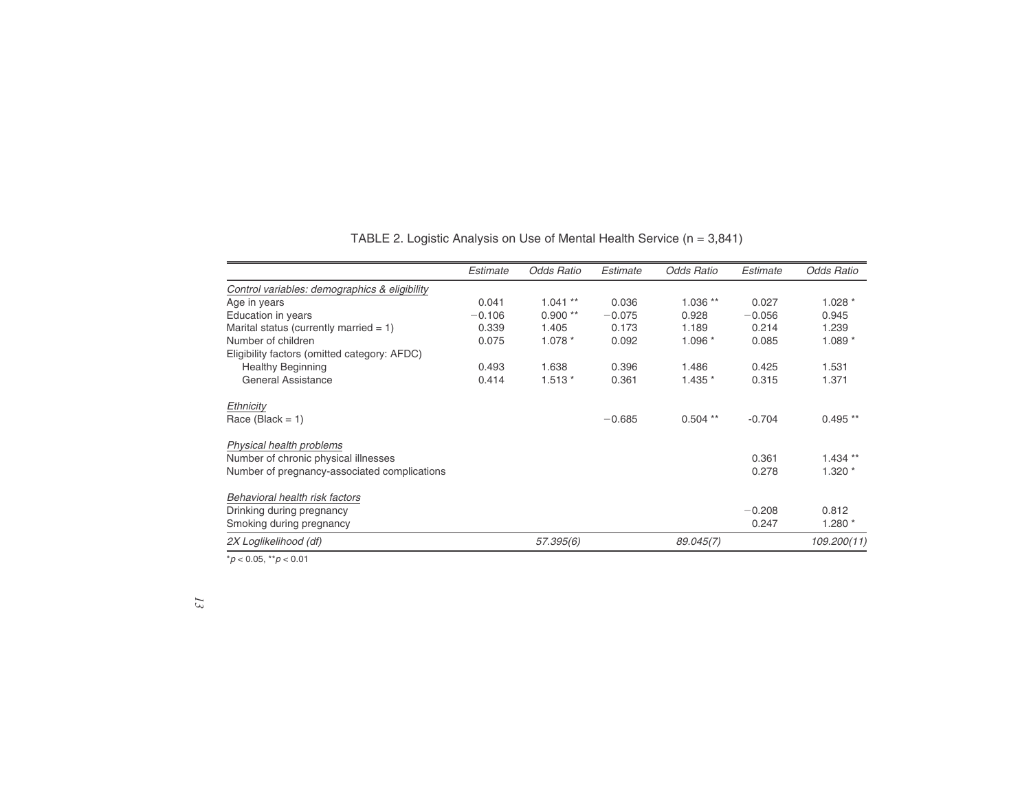TABLE 2. Logistic Analysis on Use of Mental Health Service (n = 3,841)

| | Estimate | Odds Ratio | Estimate | Odds Ratio | Estimate | Odds Ratio |
|---|---|---|---|---|---|---|
| *Control variables: demographics & eligibility* | | | | | | |
| Age in years | 0.041 | 1.041 ** | 0.036 | 1.036 ** | 0.027 | 1.028 * |
| Education in years | −0.106 | 0.900 ** | −0.075 | 0.928 | −0.056 | 0.945 |
| Marital status (currently married = 1) | 0.339 | 1.405 | 0.173 | 1.189 | 0.214 | 1.239 |
| Number of children | 0.075 | 1.078 * | 0.092 | 1.096 * | 0.085 | 1.089 * |
| Eligibility factors (omitted category: AFDC) | | | | | | |
| Healthy Beginning | 0.493 | 1.638 | 0.396 | 1.486 | 0.425 | 1.531 |
| General Assistance | 0.414 | 1.513 * | 0.361 | 1.435 * | 0.315 | 1.371 |
| *Ethnicity* | | | | | | |
| Race (Black = 1) | | | −0.685 | 0.504 ** | -0.704 | 0.495 ** |
| *Physical health problems* | | | | | | |
| Number of chronic physical illnesses | | | | | 0.361 | 1.434 ** |
| Number of pregnancy-associated complications | | | | | 0.278 | 1.320 * |
| *Behavioral health risk factors* | | | | | | |
| Drinking during pregnancy | | | | | −0.208 | 0.812 |
| Smoking during pregnancy | | | | | 0.247 | 1.280 * |
| *2X Loglikelihood (df)* | | *57.395(6)* | | *89.045(7)* | | *109.200(11)* |

*$p < 0.05$, **$p < 0.01$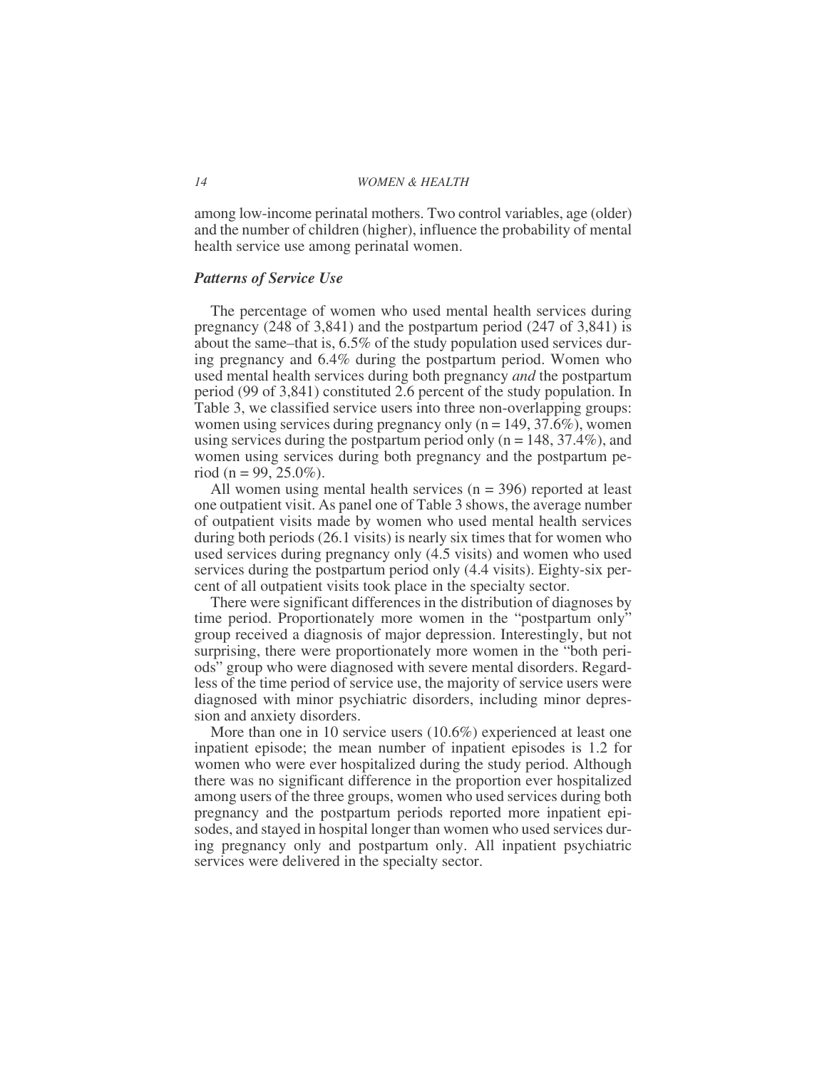among low-income perinatal mothers. Two control variables, age (older) and the number of children (higher), influence the probability of mental health service use among perinatal women.

### *Patterns of Service Use*

The percentage of women who used mental health services during pregnancy (248 of 3,841) and the postpartum period (247 of 3,841) is about the same–that is, 6.5% of the study population used services during pregnancy and 6.4% during the postpartum period. Women who used mental health services during both pregnancy *and* the postpartum period (99 of 3,841) constituted 2.6 percent of the study population. In Table 3, we classified service users into three non-overlapping groups: women using services during pregnancy only (n = 149, 37.6%), women using services during the postpartum period only (n = 148, 37.4%), and women using services during both pregnancy and the postpartum period (n = 99, 25.0%).

All women using mental health services (n = 396) reported at least one outpatient visit. As panel one of Table 3 shows, the average number of outpatient visits made by women who used mental health services during both periods (26.1 visits) is nearly six times that for women who used services during pregnancy only (4.5 visits) and women who used services during the postpartum period only (4.4 visits). Eighty-six percent of all outpatient visits took place in the specialty sector.

There were significant differences in the distribution of diagnoses by time period. Proportionately more women in the "postpartum only" group received a diagnosis of major depression. Interestingly, but not surprising, there were proportionately more women in the "both periods" group who were diagnosed with severe mental disorders. Regardless of the time period of service use, the majority of service users were diagnosed with minor psychiatric disorders, including minor depression and anxiety disorders.

More than one in 10 service users (10.6%) experienced at least one inpatient episode; the mean number of inpatient episodes is 1.2 for women who were ever hospitalized during the study period. Although there was no significant difference in the proportion ever hospitalized among users of the three groups, women who used services during both pregnancy and the postpartum periods reported more inpatient episodes, and stayed in hospital longer than women who used services during pregnancy only and postpartum only. All inpatient psychiatric services were delivered in the specialty sector.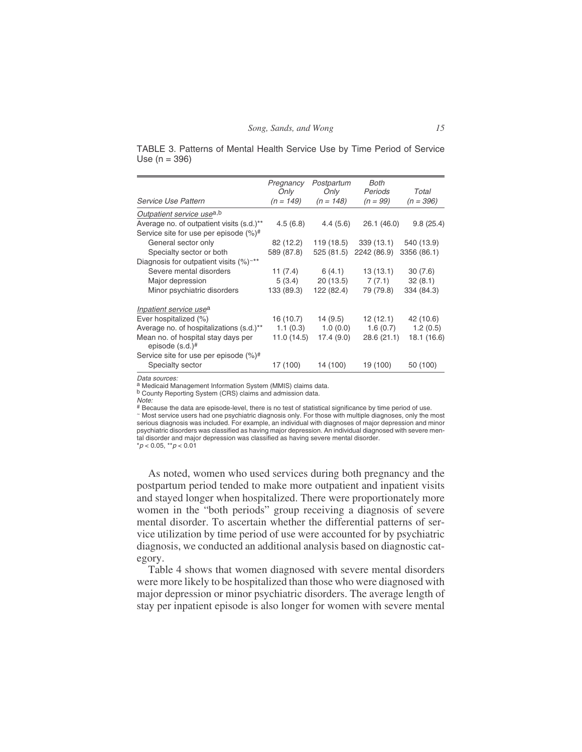TABLE 3. Patterns of Mental Health Service Use by Time Period of Service Use (n = 396)

| Service Use Pattern | *Pregnancy Only (n = 149)* | *Postpartum Only (n = 148)* | *Both Periods (n = 99)* | *Total (n = 396)* |
|---|---|---|---|---|
| *Outpatient service use*[a,b] | | | | |
| Average no. of outpatient visits (s.d.)** | 4.5 (6.8) | 4.4 (5.6) | 26.1 (46.0) | 9.8 (25.4) |
| Service site for use per episode (%)# | | | | |
| General sector only | 82 (12.2) | 119 (18.5) | 339 (13.1) | 540 (13.9) |
| Specialty sector or both | 589 (87.8) | 525 (81.5) | 2242 (86.9) | 3356 (86.1) |
| Diagnosis for outpatient visits (%)~** | | | | |
| Severe mental disorders | 11 (7.4) | 6 (4.1) | 13 (13.1) | 30 (7.6) |
| Major depression | 5 (3.4) | 20 (13.5) | 7 (7.1) | 32 (8.1) |
| Minor psychiatric disorders | 133 (89.3) | 122 (82.4) | 79 (79.8) | 334 (84.3) |
| *Inpatient service use*[a] | | | | |
| Ever hospitalized (%) | 16 (10.7) | 14 (9.5) | 12 (12.1) | 42 (10.6) |
| Average no. of hospitalizations (s.d.)** | 1.1 (0.3) | 1.0 (0.0) | 1.6 (0.7) | 1.2 (0.5) |
| Mean no. of hospital stay days per episode (s.d.)# | 11.0 (14.5) | 17.4 (9.0) | 28.6 (21.1) | 18.1 (16.6) |
| Service site for use per episode (%)# | | | | |
| Specialty sector | 17 (100) | 14 (100) | 19 (100) | 50 (100) |

*Data sources:*
[a] Medicaid Management Information System (MMIS) claims data.
[b] County Reporting System (CRS) claims and admission data.
*Note:*
# Because the data are episode-level, there is no test of statistical significance by time period of use.
~ Most service users had one psychiatric diagnosis only. For those with multiple diagnoses, only the most serious diagnosis was included. For example, an individual with diagnoses of major depression and minor psychiatric disorders was classified as having major depression. An individual diagnosed with severe mental disorder and major depression was classified as having severe mental disorder.
*$p < 0.05$, **$p < 0.01$

As noted, women who used services during both pregnancy and the postpartum period tended to make more outpatient and inpatient visits and stayed longer when hospitalized. There were proportionately more women in the "both periods" group receiving a diagnosis of severe mental disorder. To ascertain whether the differential patterns of service utilization by time period of use were accounted for by psychiatric diagnosis, we conducted an additional analysis based on diagnostic category.

Table 4 shows that women diagnosed with severe mental disorders were more likely to be hospitalized than those who were diagnosed with major depression or minor psychiatric disorders. The average length of stay per inpatient episode is also longer for women with severe mental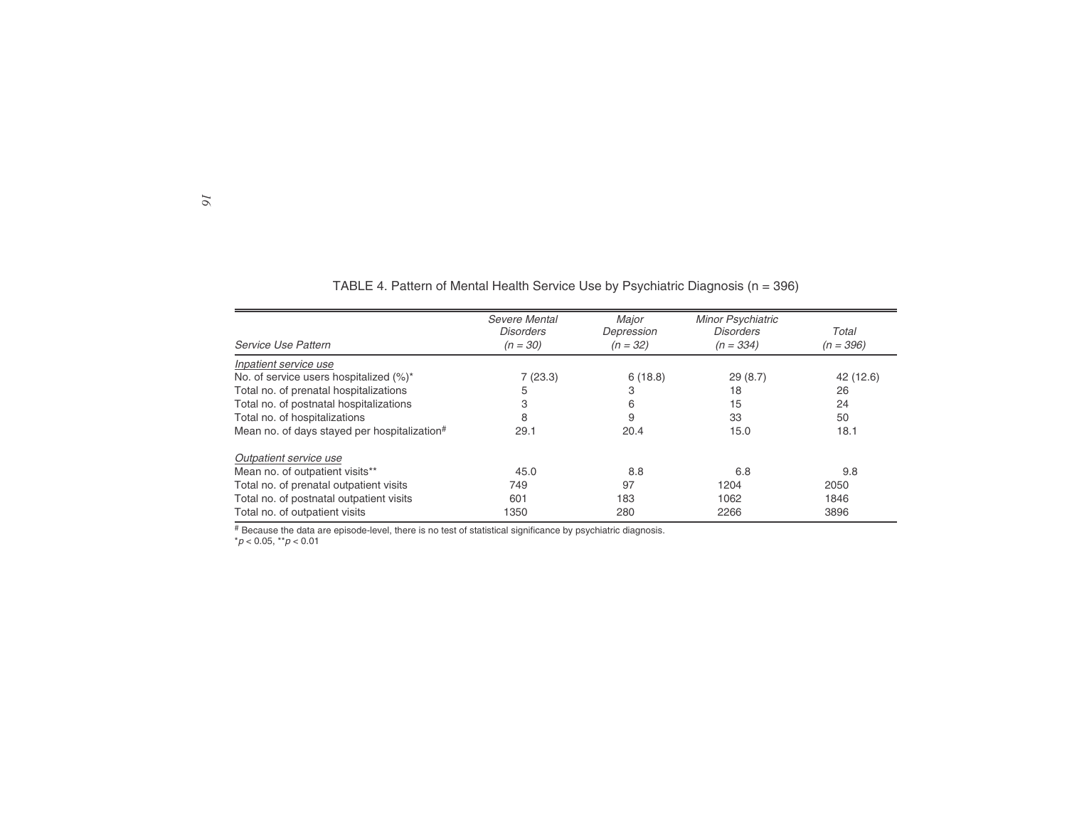TABLE 4. Pattern of Mental Health Service Use by Psychiatric Diagnosis (n = 396)

| *Service Use Pattern* | *Severe Mental Disorders (n = 30)* | *Major Depression (n = 32)* | *Minor Psychiatric Disorders (n = 334)* | *Total (n = 396)* |
|---|---|---|---|---|
| Inpatient service use | | | | |
| No. of service users hospitalized (%)* | 7 (23.3) | 6 (18.8) | 29 (8.7) | 42 (12.6) |
| Total no. of prenatal hospitalizations | 5 | 3 | 18 | 26 |
| Total no. of postnatal hospitalizations | 3 | 6 | 15 | 24 |
| Total no. of hospitalizations | 8 | 9 | 33 | 50 |
| Mean no. of days stayed per hospitalization# | 29.1 | 20.4 | 15.0 | 18.1 |
| Outpatient service use | | | | |
| Mean no. of outpatient visits** | 45.0 | 8.8 | 6.8 | 9.8 |
| Total no. of prenatal outpatient visits | 749 | 97 | 1204 | 2050 |
| Total no. of postnatal outpatient visits | 601 | 183 | 1062 | 1846 |
| Total no. of outpatient visits | 1350 | 280 | 2266 | 3896 |

# Because the data are episode-level, there is no test of statistical significance by psychiatric diagnosis.
*$p < 0.05$, **$p < 0.01$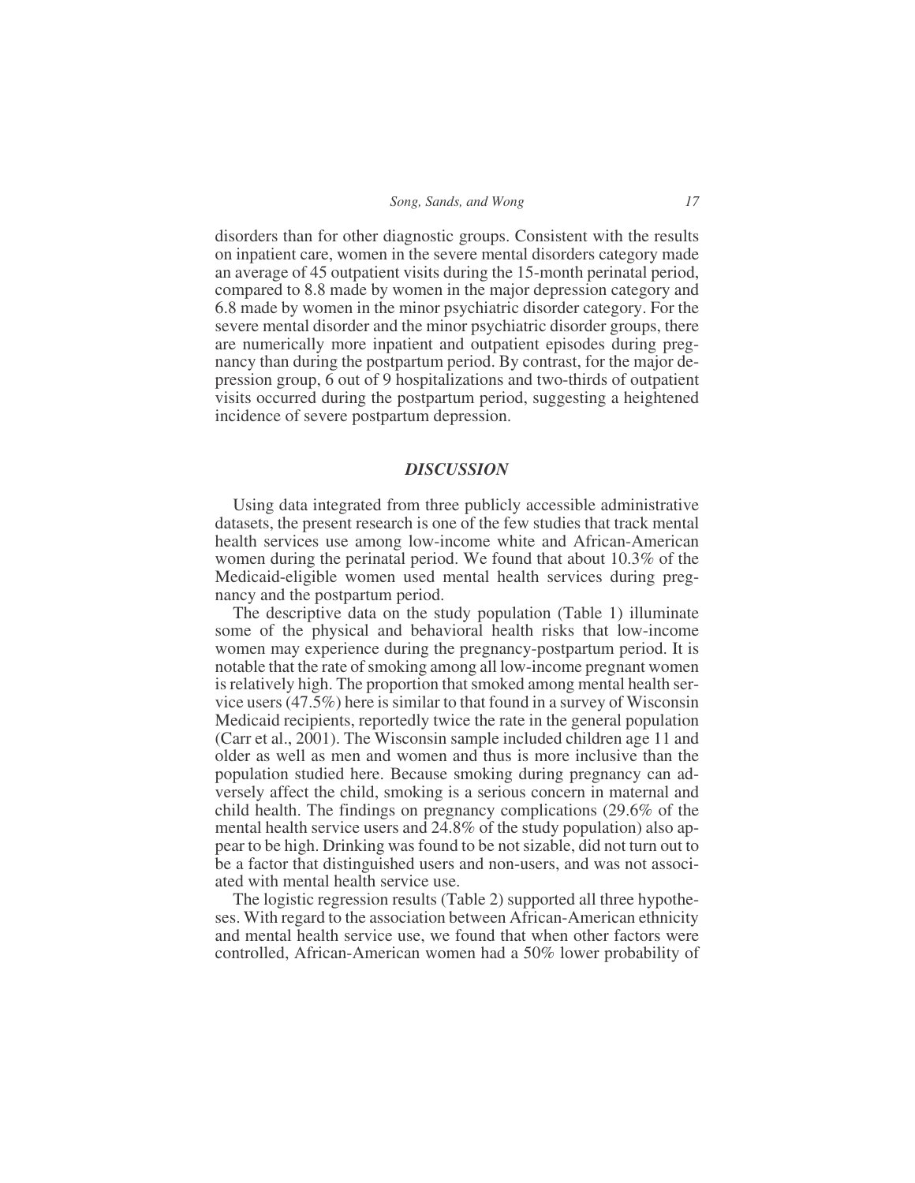disorders than for other diagnostic groups. Consistent with the results on inpatient care, women in the severe mental disorders category made an average of 45 outpatient visits during the 15-month perinatal period, compared to 8.8 made by women in the major depression category and 6.8 made by women in the minor psychiatric disorder category. For the severe mental disorder and the minor psychiatric disorder groups, there are numerically more inpatient and outpatient episodes during pregnancy than during the postpartum period. By contrast, for the major depression group, 6 out of 9 hospitalizations and two-thirds of outpatient visits occurred during the postpartum period, suggesting a heightened incidence of severe postpartum depression.

## *DISCUSSION*

Using data integrated from three publicly accessible administrative datasets, the present research is one of the few studies that track mental health services use among low-income white and African-American women during the perinatal period. We found that about 10.3% of the Medicaid-eligible women used mental health services during pregnancy and the postpartum period.

The descriptive data on the study population (Table 1) illuminate some of the physical and behavioral health risks that low-income women may experience during the pregnancy-postpartum period. It is notable that the rate of smoking among all low-income pregnant women is relatively high. The proportion that smoked among mental health service users (47.5%) here is similar to that found in a survey of Wisconsin Medicaid recipients, reportedly twice the rate in the general population (Carr et al., 2001). The Wisconsin sample included children age 11 and older as well as men and women and thus is more inclusive than the population studied here. Because smoking during pregnancy can adversely affect the child, smoking is a serious concern in maternal and child health. The findings on pregnancy complications (29.6% of the mental health service users and 24.8% of the study population) also appear to be high. Drinking was found to be not sizable, did not turn out to be a factor that distinguished users and non-users, and was not associated with mental health service use.

The logistic regression results (Table 2) supported all three hypotheses. With regard to the association between African-American ethnicity and mental health service use, we found that when other factors were controlled, African-American women had a 50% lower probability of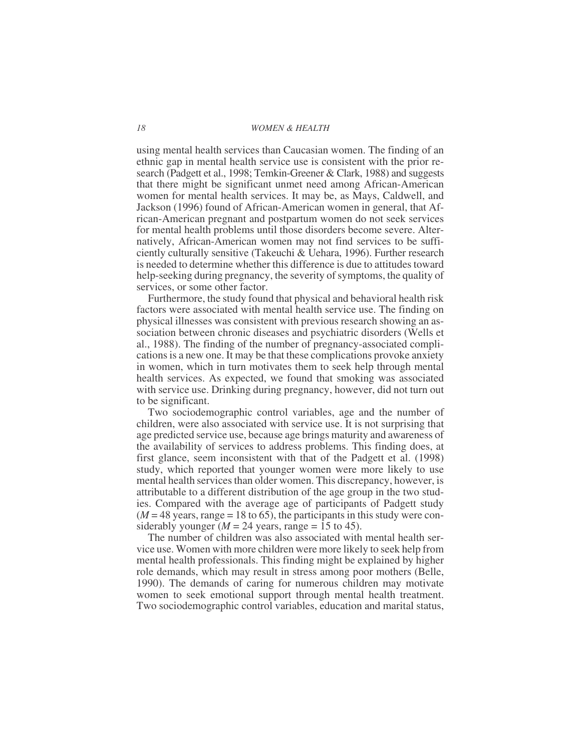using mental health services than Caucasian women. The finding of an ethnic gap in mental health service use is consistent with the prior research (Padgett et al., 1998; Temkin-Greener & Clark, 1988) and suggests that there might be significant unmet need among African-American women for mental health services. It may be, as Mays, Caldwell, and Jackson (1996) found of African-American women in general, that African-American pregnant and postpartum women do not seek services for mental health problems until those disorders become severe. Alternatively, African-American women may not find services to be sufficiently culturally sensitive (Takeuchi & Uehara, 1996). Further research is needed to determine whether this difference is due to attitudes toward help-seeking during pregnancy, the severity of symptoms, the quality of services, or some other factor.

Furthermore, the study found that physical and behavioral health risk factors were associated with mental health service use. The finding on physical illnesses was consistent with previous research showing an association between chronic diseases and psychiatric disorders (Wells et al., 1988). The finding of the number of pregnancy-associated complications is a new one. It may be that these complications provoke anxiety in women, which in turn motivates them to seek help through mental health services. As expected, we found that smoking was associated with service use. Drinking during pregnancy, however, did not turn out to be significant.

Two sociodemographic control variables, age and the number of children, were also associated with service use. It is not surprising that age predicted service use, because age brings maturity and awareness of the availability of services to address problems. This finding does, at first glance, seem inconsistent with that of the Padgett et al. (1998) study, which reported that younger women were more likely to use mental health services than older women. This discrepancy, however, is attributable to a different distribution of the age group in the two studies. Compared with the average age of participants of Padgett study ($M = 48$ years, range = 18 to 65), the participants in this study were considerably younger ($M = 24$ years, range = 15 to 45).

The number of children was also associated with mental health service use. Women with more children were more likely to seek help from mental health professionals. This finding might be explained by higher role demands, which may result in stress among poor mothers (Belle, 1990). The demands of caring for numerous children may motivate women to seek emotional support through mental health treatment. Two sociodemographic control variables, education and marital status,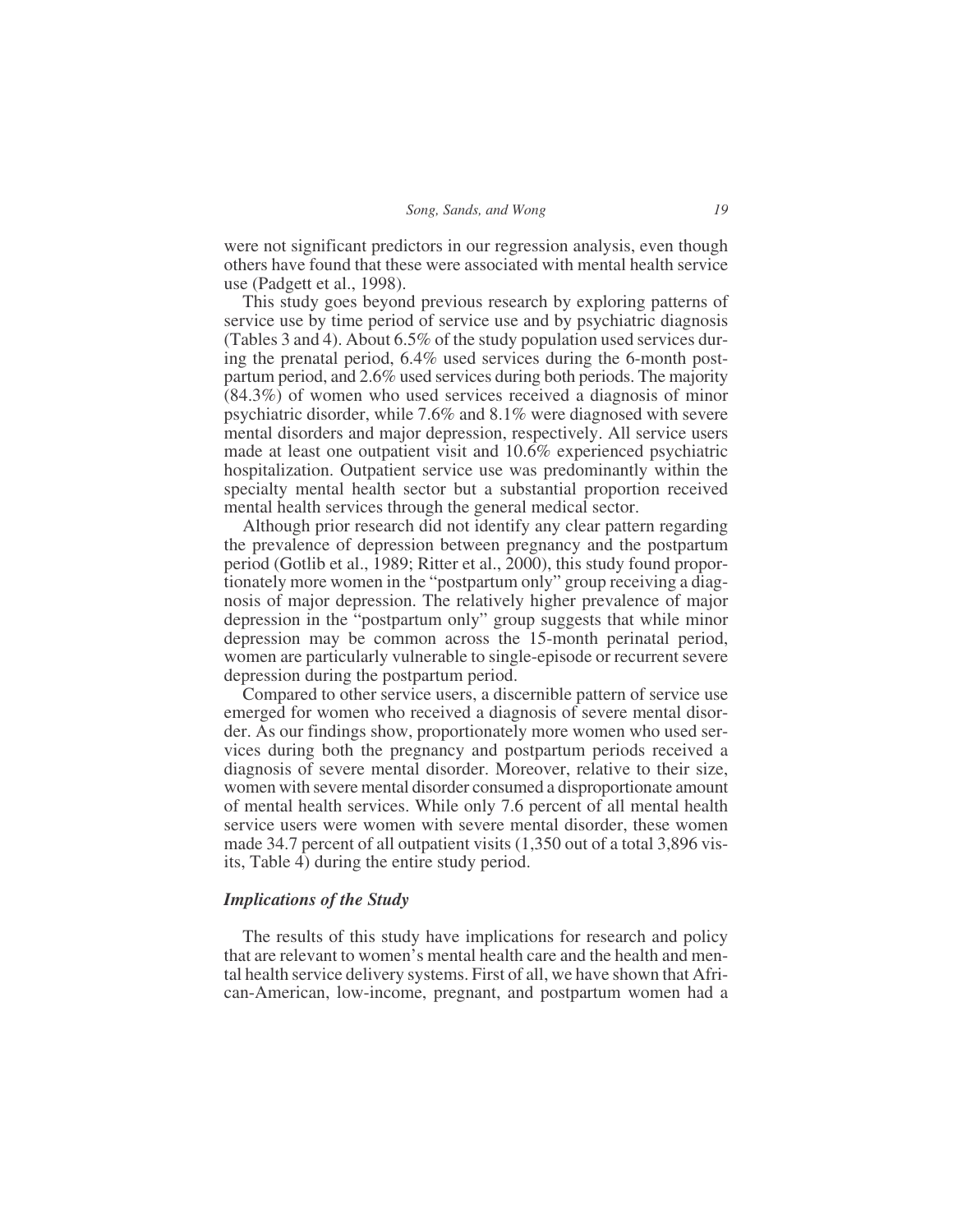were not significant predictors in our regression analysis, even though others have found that these were associated with mental health service use (Padgett et al., 1998).

This study goes beyond previous research by exploring patterns of service use by time period of service use and by psychiatric diagnosis (Tables 3 and 4). About 6.5% of the study population used services during the prenatal period, 6.4% used services during the 6-month postpartum period, and 2.6% used services during both periods. The majority (84.3%) of women who used services received a diagnosis of minor psychiatric disorder, while 7.6% and 8.1% were diagnosed with severe mental disorders and major depression, respectively. All service users made at least one outpatient visit and 10.6% experienced psychiatric hospitalization. Outpatient service use was predominantly within the specialty mental health sector but a substantial proportion received mental health services through the general medical sector.

Although prior research did not identify any clear pattern regarding the prevalence of depression between pregnancy and the postpartum period (Gotlib et al., 1989; Ritter et al., 2000), this study found proportionately more women in the "postpartum only" group receiving a diagnosis of major depression. The relatively higher prevalence of major depression in the "postpartum only" group suggests that while minor depression may be common across the 15-month perinatal period, women are particularly vulnerable to single-episode or recurrent severe depression during the postpartum period.

Compared to other service users, a discernible pattern of service use emerged for women who received a diagnosis of severe mental disorder. As our findings show, proportionately more women who used services during both the pregnancy and postpartum periods received a diagnosis of severe mental disorder. Moreover, relative to their size, women with severe mental disorder consumed a disproportionate amount of mental health services. While only 7.6 percent of all mental health service users were women with severe mental disorder, these women made 34.7 percent of all outpatient visits (1,350 out of a total 3,896 visits, Table 4) during the entire study period.

### *Implications of the Study*

The results of this study have implications for research and policy that are relevant to women's mental health care and the health and mental health service delivery systems. First of all, we have shown that African-American, low-income, pregnant, and postpartum women had a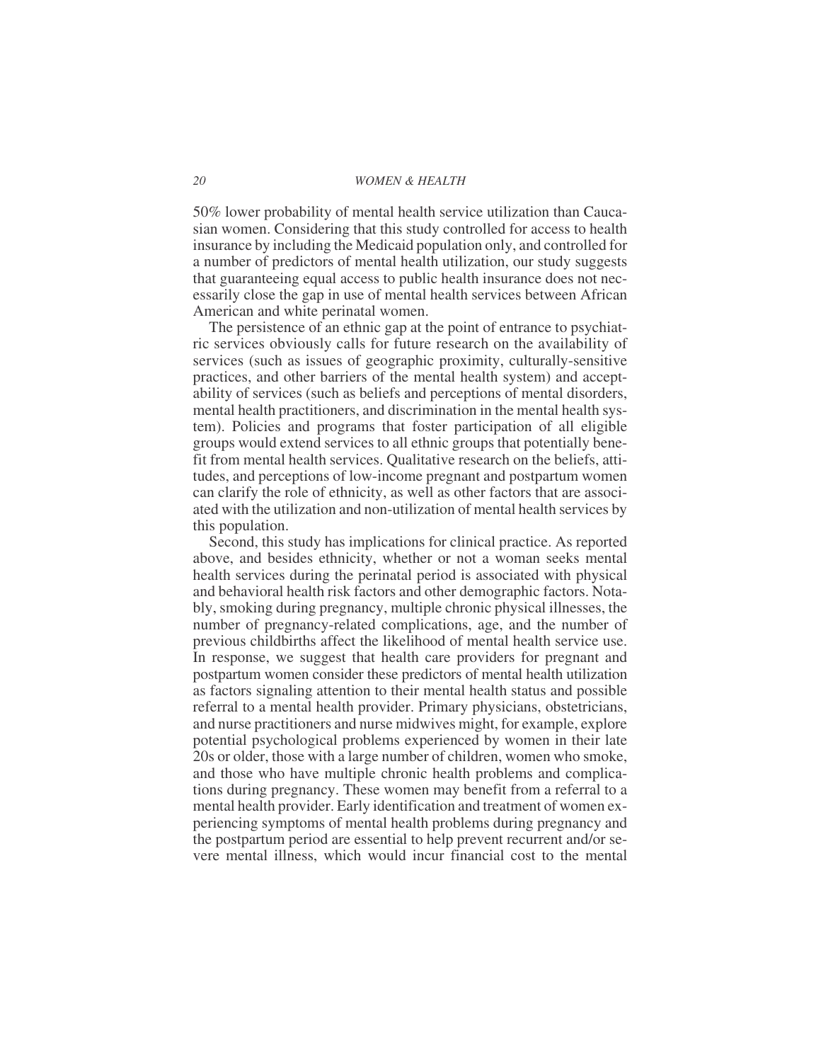50% lower probability of mental health service utilization than Caucasian women. Considering that this study controlled for access to health insurance by including the Medicaid population only, and controlled for a number of predictors of mental health utilization, our study suggests that guaranteeing equal access to public health insurance does not necessarily close the gap in use of mental health services between African American and white perinatal women.

The persistence of an ethnic gap at the point of entrance to psychiatric services obviously calls for future research on the availability of services (such as issues of geographic proximity, culturally-sensitive practices, and other barriers of the mental health system) and acceptability of services (such as beliefs and perceptions of mental disorders, mental health practitioners, and discrimination in the mental health system). Policies and programs that foster participation of all eligible groups would extend services to all ethnic groups that potentially benefit from mental health services. Qualitative research on the beliefs, attitudes, and perceptions of low-income pregnant and postpartum women can clarify the role of ethnicity, as well as other factors that are associated with the utilization and non-utilization of mental health services by this population.

Second, this study has implications for clinical practice. As reported above, and besides ethnicity, whether or not a woman seeks mental health services during the perinatal period is associated with physical and behavioral health risk factors and other demographic factors. Notably, smoking during pregnancy, multiple chronic physical illnesses, the number of pregnancy-related complications, age, and the number of previous childbirths affect the likelihood of mental health service use. In response, we suggest that health care providers for pregnant and postpartum women consider these predictors of mental health utilization as factors signaling attention to their mental health status and possible referral to a mental health provider. Primary physicians, obstetricians, and nurse practitioners and nurse midwives might, for example, explore potential psychological problems experienced by women in their late 20s or older, those with a large number of children, women who smoke, and those who have multiple chronic health problems and complications during pregnancy. These women may benefit from a referral to a mental health provider. Early identification and treatment of women experiencing symptoms of mental health problems during pregnancy and the postpartum period are essential to help prevent recurrent and/or severe mental illness, which would incur financial cost to the mental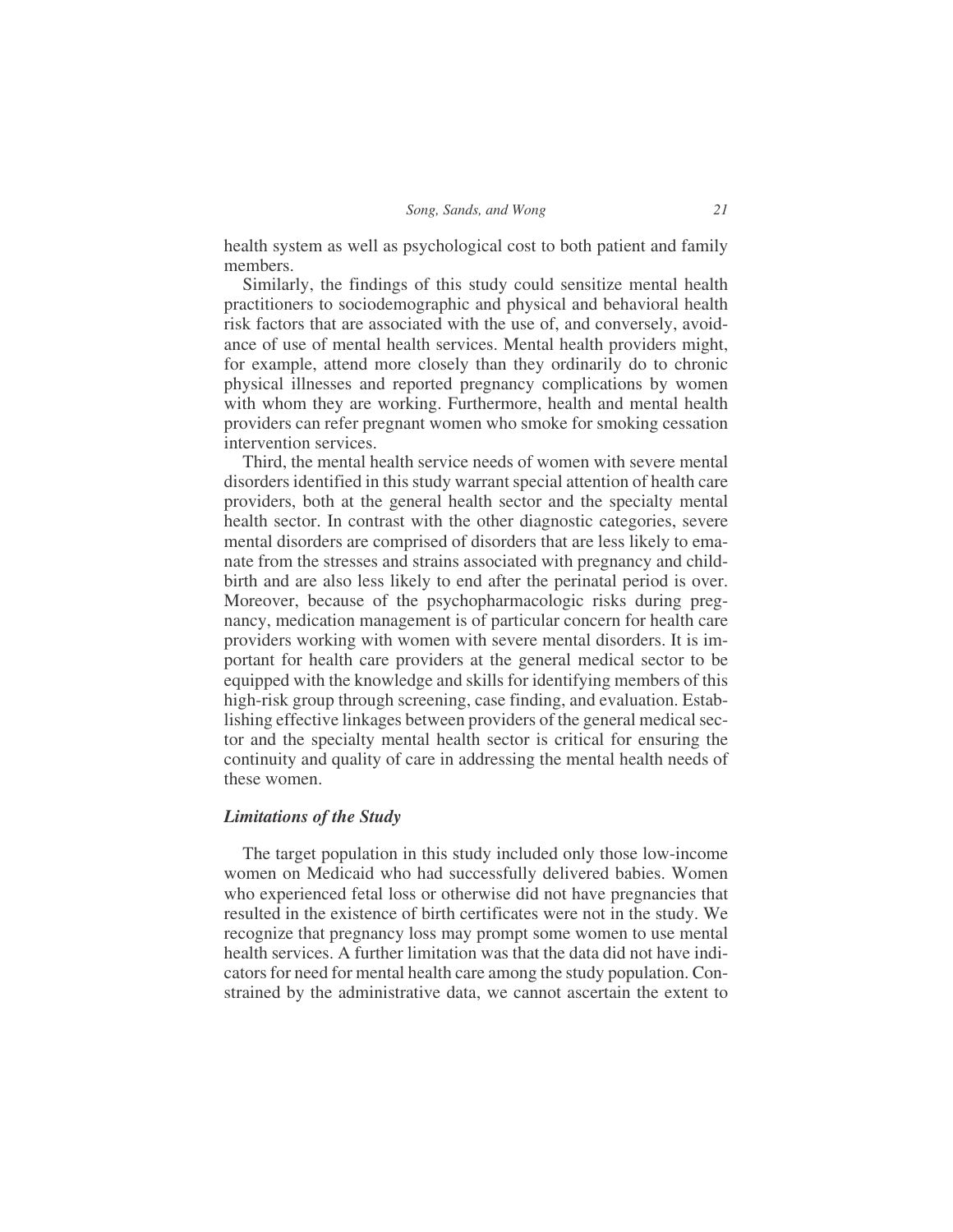health system as well as psychological cost to both patient and family members.

Similarly, the findings of this study could sensitize mental health practitioners to sociodemographic and physical and behavioral health risk factors that are associated with the use of, and conversely, avoidance of use of mental health services. Mental health providers might, for example, attend more closely than they ordinarily do to chronic physical illnesses and reported pregnancy complications by women with whom they are working. Furthermore, health and mental health providers can refer pregnant women who smoke for smoking cessation intervention services.

Third, the mental health service needs of women with severe mental disorders identified in this study warrant special attention of health care providers, both at the general health sector and the specialty mental health sector. In contrast with the other diagnostic categories, severe mental disorders are comprised of disorders that are less likely to emanate from the stresses and strains associated with pregnancy and childbirth and are also less likely to end after the perinatal period is over. Moreover, because of the psychopharmacologic risks during pregnancy, medication management is of particular concern for health care providers working with women with severe mental disorders. It is important for health care providers at the general medical sector to be equipped with the knowledge and skills for identifying members of this high-risk group through screening, case finding, and evaluation. Establishing effective linkages between providers of the general medical sector and the specialty mental health sector is critical for ensuring the continuity and quality of care in addressing the mental health needs of these women.

### *Limitations of the Study*

The target population in this study included only those low-income women on Medicaid who had successfully delivered babies. Women who experienced fetal loss or otherwise did not have pregnancies that resulted in the existence of birth certificates were not in the study. We recognize that pregnancy loss may prompt some women to use mental health services. A further limitation was that the data did not have indicators for need for mental health care among the study population. Constrained by the administrative data, we cannot ascertain the extent to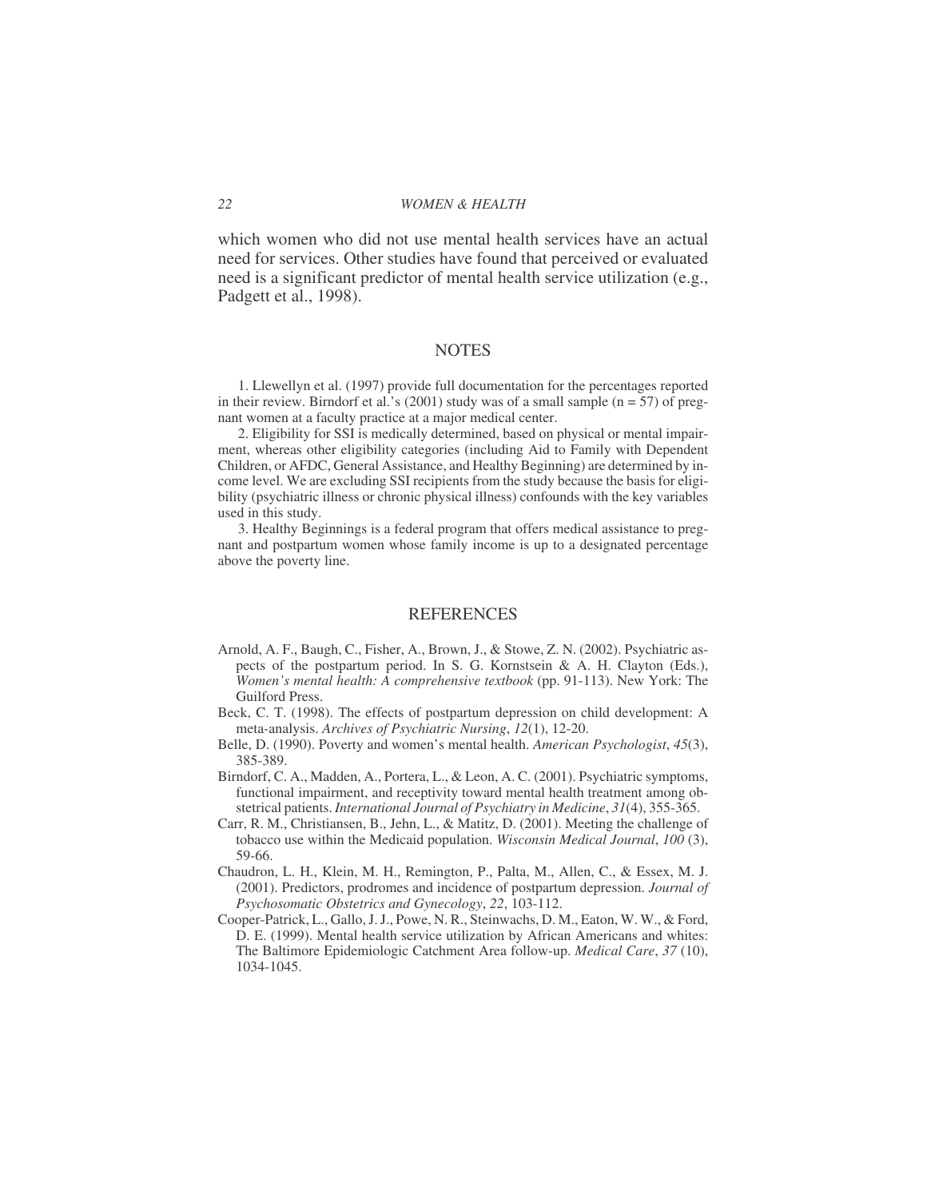which women who did not use mental health services have an actual need for services. Other studies have found that perceived or evaluated need is a significant predictor of mental health service utilization (e.g., Padgett et al., 1998).

## NOTES

1. Llewellyn et al. (1997) provide full documentation for the percentages reported in their review. Birndorf et al.'s (2001) study was of a small sample (n = 57) of pregnant women at a faculty practice at a major medical center.

2. Eligibility for SSI is medically determined, based on physical or mental impairment, whereas other eligibility categories (including Aid to Family with Dependent Children, or AFDC, General Assistance, and Healthy Beginning) are determined by income level. We are excluding SSI recipients from the study because the basis for eligibility (psychiatric illness or chronic physical illness) confounds with the key variables used in this study.

3. Healthy Beginnings is a federal program that offers medical assistance to pregnant and postpartum women whose family income is up to a designated percentage above the poverty line.

## REFERENCES

Arnold, A. F., Baugh, C., Fisher, A., Brown, J., & Stowe, Z. N. (2002). Psychiatric aspects of the postpartum period. In S. G. Kornstsein & A. H. Clayton (Eds.), *Women's mental health: A comprehensive textbook* (pp. 91-113). New York: The Guilford Press.

Beck, C. T. (1998). The effects of postpartum depression on child development: A meta-analysis. *Archives of Psychiatric Nursing*, *12*(1), 12-20.

Belle, D. (1990). Poverty and women's mental health. *American Psychologist*, *45*(3), 385-389.

Birndorf, C. A., Madden, A., Portera, L., & Leon, A. C. (2001). Psychiatric symptoms, functional impairment, and receptivity toward mental health treatment among obstetrical patients. *International Journal of Psychiatry in Medicine*, *31*(4), 355-365.

Carr, R. M., Christiansen, B., Jehn, L., & Matitz, D. (2001). Meeting the challenge of tobacco use within the Medicaid population. *Wisconsin Medical Journal*, *100* (3), 59-66.

Chaudron, L. H., Klein, M. H., Remington, P., Palta, M., Allen, C., & Essex, M. J. (2001). Predictors, prodromes and incidence of postpartum depression. *Journal of Psychosomatic Obstetrics and Gynecology*, *22*, 103-112.

Cooper-Patrick, L., Gallo, J. J., Powe, N. R., Steinwachs, D. M., Eaton, W. W., & Ford, D. E. (1999). Mental health service utilization by African Americans and whites: The Baltimore Epidemiologic Catchment Area follow-up. *Medical Care*, *37* (10), 1034-1045.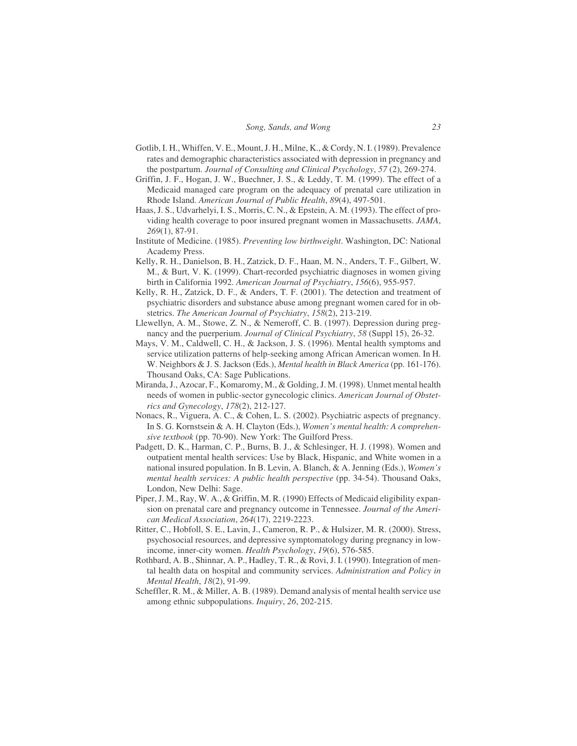Gotlib, I. H., Whiffen, V. E., Mount, J. H., Milne, K., & Cordy, N. I. (1989). Prevalence rates and demographic characteristics associated with depression in pregnancy and the postpartum. *Journal of Consulting and Clinical Psychology*, *57* (2), 269-274.

Griffin, J. F., Hogan, J. W., Buechner, J. S., & Leddy, T. M. (1999). The effect of a Medicaid managed care program on the adequacy of prenatal care utilization in Rhode Island. *American Journal of Public Health*, *89*(4), 497-501.

Haas, J. S., Udvarhelyi, I. S., Morris, C. N., & Epstein, A. M. (1993). The effect of providing health coverage to poor insured pregnant women in Massachusetts. *JAMA*, *269*(1), 87-91.

Institute of Medicine. (1985). *Preventing low birthweight*. Washington, DC: National Academy Press.

Kelly, R. H., Danielson, B. H., Zatzick, D. F., Haan, M. N., Anders, T. F., Gilbert, W. M., & Burt, V. K. (1999). Chart-recorded psychiatric diagnoses in women giving birth in California 1992. *American Journal of Psychiatry*, *156*(6), 955-957.

Kelly, R. H., Zatzick, D. F., & Anders, T. F. (2001). The detection and treatment of psychiatric disorders and substance abuse among pregnant women cared for in obstetrics. *The American Journal of Psychiatry*, *158*(2), 213-219.

Llewellyn, A. M., Stowe, Z. N., & Nemeroff, C. B. (1997). Depression during pregnancy and the puerperium. *Journal of Clinical Psychiatry*, *58* (Suppl 15), 26-32.

Mays, V. M., Caldwell, C. H., & Jackson, J. S. (1996). Mental health symptoms and service utilization patterns of help-seeking among African American women. In H. W. Neighbors & J. S. Jackson (Eds.), *Mental health in Black America* (pp. 161-176). Thousand Oaks, CA: Sage Publications.

Miranda, J., Azocar, F., Komaromy, M., & Golding, J. M. (1998). Unmet mental health needs of women in public-sector gynecologic clinics. *American Journal of Obstetrics and Gynecology*, *178*(2), 212-127.

Nonacs, R., Viguera, A. C., & Cohen, L. S. (2002). Psychiatric aspects of pregnancy. In S. G. Kornstsein & A. H. Clayton (Eds.), *Women's mental health: A comprehensive textbook* (pp. 70-90). New York: The Guilford Press.

Padgett, D. K., Harman, C. P., Burns, B. J., & Schlesinger, H. J. (1998). Women and outpatient mental health services: Use by Black, Hispanic, and White women in a national insured population. In B. Levin, A. Blanch, & A. Jenning (Eds.), *Women's mental health services: A public health perspective* (pp. 34-54). Thousand Oaks, London, New Delhi: Sage.

Piper, J. M., Ray, W. A., & Griffin, M. R. (1990) Effects of Medicaid eligibility expansion on prenatal care and pregnancy outcome in Tennessee. *Journal of the American Medical Association*, *264*(17), 2219-2223.

Ritter, C., Hobfoll, S. E., Lavin, J., Cameron, R. P., & Hulsizer, M. R. (2000). Stress, psychosocial resources, and depressive symptomatology during pregnancy in low-income, inner-city women. *Health Psychology*, *19*(6), 576-585.

Rothbard, A. B., Shinnar, A. P., Hadley, T. R., & Rovi, J. I. (1990). Integration of mental health data on hospital and community services. *Administration and Policy in Mental Health*, *18*(2), 91-99.

Scheffler, R. M., & Miller, A. B. (1989). Demand analysis of mental health service use among ethnic subpopulations. *Inquiry*, *26*, 202-215.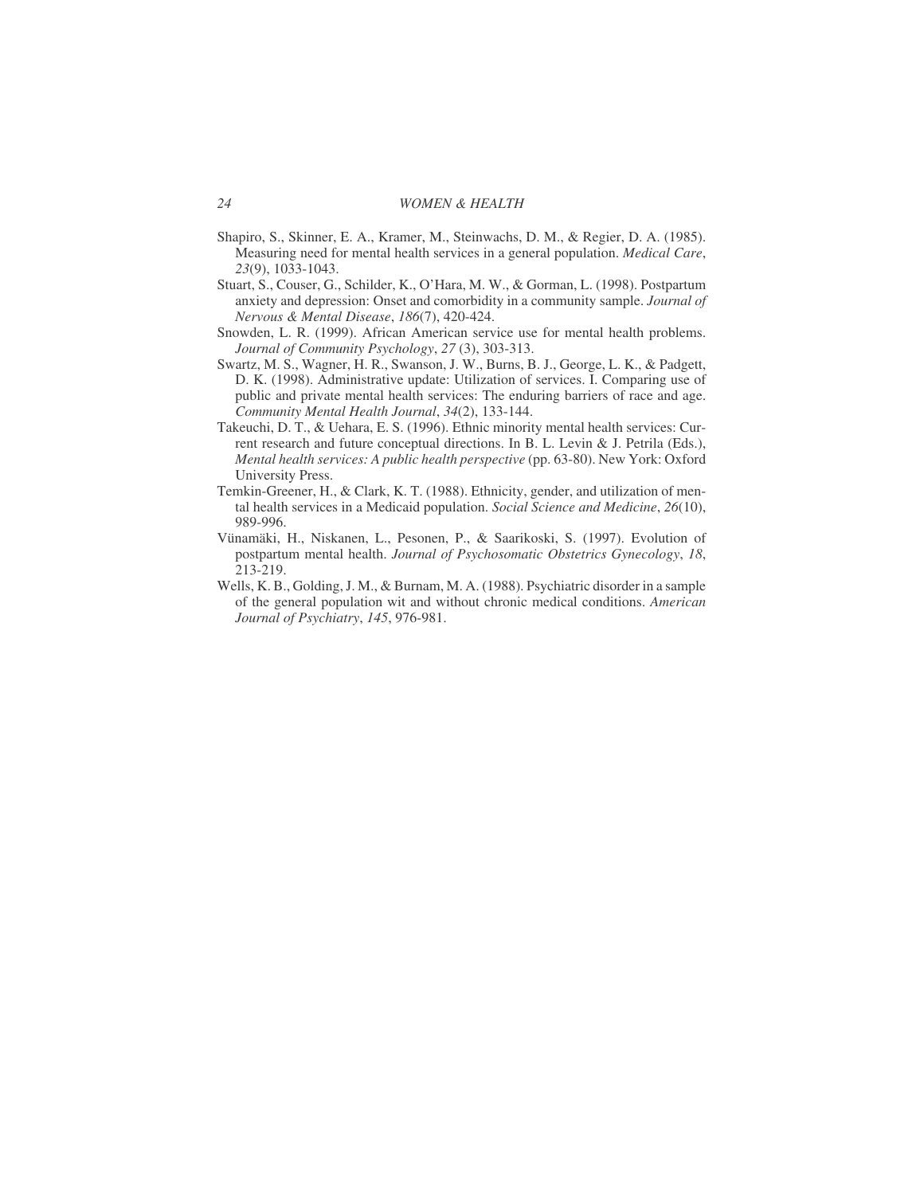Shapiro, S., Skinner, E. A., Kramer, M., Steinwachs, D. M., & Regier, D. A. (1985). Measuring need for mental health services in a general population. *Medical Care*, *23*(9), 1033-1043.

Stuart, S., Couser, G., Schilder, K., O'Hara, M. W., & Gorman, L. (1998). Postpartum anxiety and depression: Onset and comorbidity in a community sample. *Journal of Nervous & Mental Disease*, *186*(7), 420-424.

Snowden, L. R. (1999). African American service use for mental health problems. *Journal of Community Psychology*, *27* (3), 303-313.

Swartz, M. S., Wagner, H. R., Swanson, J. W., Burns, B. J., George, L. K., & Padgett, D. K. (1998). Administrative update: Utilization of services. I. Comparing use of public and private mental health services: The enduring barriers of race and age. *Community Mental Health Journal*, *34*(2), 133-144.

Takeuchi, D. T., & Uehara, E. S. (1996). Ethnic minority mental health services: Current research and future conceptual directions. In B. L. Levin & J. Petrila (Eds.), *Mental health services: A public health perspective* (pp. 63-80). New York: Oxford University Press.

Temkin-Greener, H., & Clark, K. T. (1988). Ethnicity, gender, and utilization of mental health services in a Medicaid population. *Social Science and Medicine*, *26*(10), 989-996.

Vünamäki, H., Niskanen, L., Pesonen, P., & Saarikoski, S. (1997). Evolution of postpartum mental health. *Journal of Psychosomatic Obstetrics Gynecology*, *18*, 213-219.

Wells, K. B., Golding, J. M., & Burnam, M. A. (1988). Psychiatric disorder in a sample of the general population wit and without chronic medical conditions. *American Journal of Psychiatry*, *145*, 976-981.